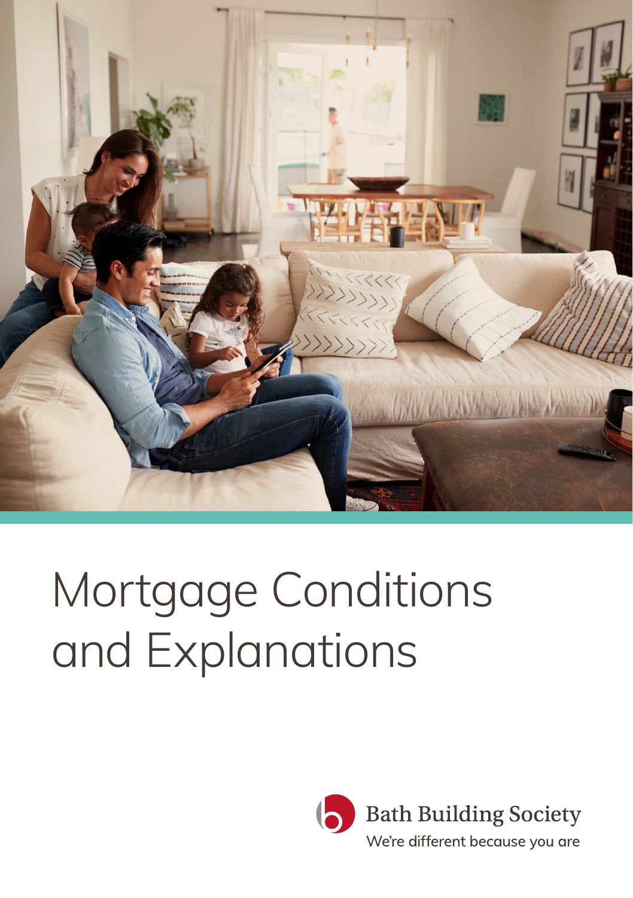# Mortgage Conditions and Explanations

Bath Building Society

We're different because you are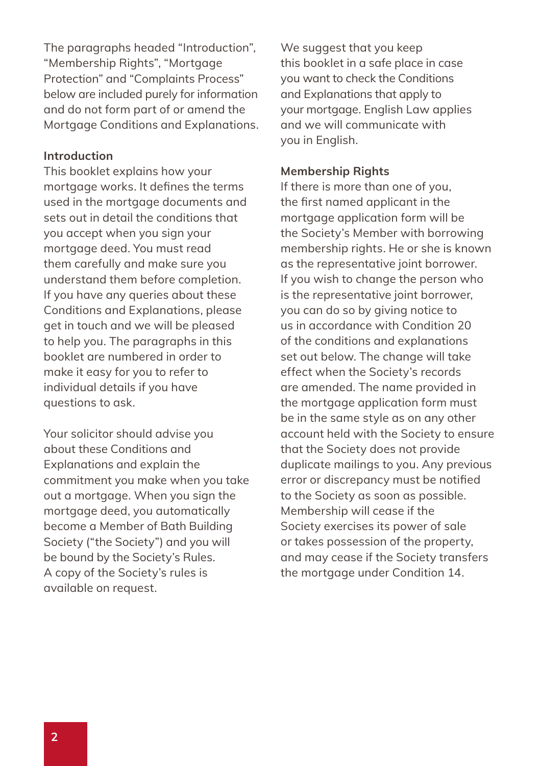The paragraphs headed "Introduction", "Membership Rights", "Mortgage Protection" and "Complaints Process" below are included purely for information and do not form part of or amend the Mortgage Conditions and Explanations.

**Introduction**

This booklet explains how your mortgage works. It defines the terms used in the mortgage documents and sets out in detail the conditions that you accept when you sign your mortgage deed. You must read them carefully and make sure you understand them before completion. If you have any queries about these Conditions and Explanations, please get in touch and we will be pleased to help you. The paragraphs in this booklet are numbered in order to make it easy for you to refer to individual details if you have questions to ask.

Your solicitor should advise you about these Conditions and Explanations and explain the commitment you make when you take out a mortgage. When you sign the mortgage deed, you automatically become a Member of Bath Building Society ("the Society") and you will be bound by the Society's Rules. A copy of the Society's rules is available on request.

We suggest that you keep this booklet in a safe place in case you want to check the Conditions and Explanations that apply to your mortgage. English Law applies and we will communicate with you in English.

**Membership Rights**

If there is more than one of you, the first named applicant in the mortgage application form will be the Society's Member with borrowing membership rights. He or she is known as the representative joint borrower. If you wish to change the person who is the representative joint borrower, you can do so by giving notice to us in accordance with Condition 20 of the conditions and explanations set out below. The change will take effect when the Society's records are amended. The name provided in the mortgage application form must be in the same style as on any other account held with the Society to ensure that the Society does not provide duplicate mailings to you. Any previous error or discrepancy must be notified to the Society as soon as possible. Membership will cease if the Society exercises its power of sale or takes possession of the property, and may cease if the Society transfers the mortgage under Condition 14.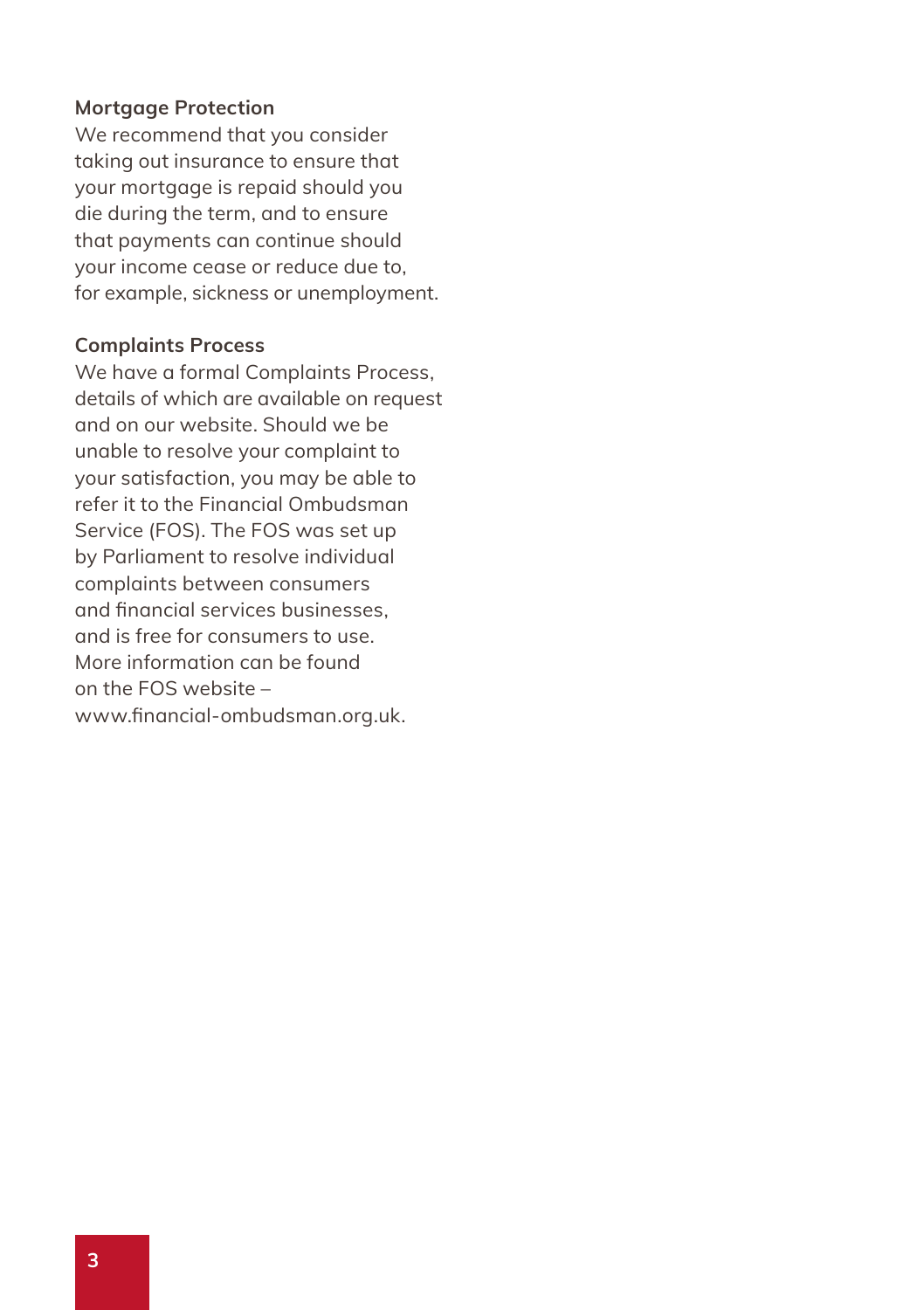**Mortgage Protection**

We recommend that you consider taking out insurance to ensure that your mortgage is repaid should you die during the term, and to ensure that payments can continue should your income cease or reduce due to, for example, sickness or unemployment.

**Complaints Process**

We have a formal Complaints Process, details of which are available on request and on our website. Should we be unable to resolve your complaint to your satisfaction, you may be able to refer it to the Financial Ombudsman Service (FOS). The FOS was set up by Parliament to resolve individual complaints between consumers and financial services businesses, and is free for consumers to use. More information can be found on the FOS website – www.financial-ombudsman.org.uk.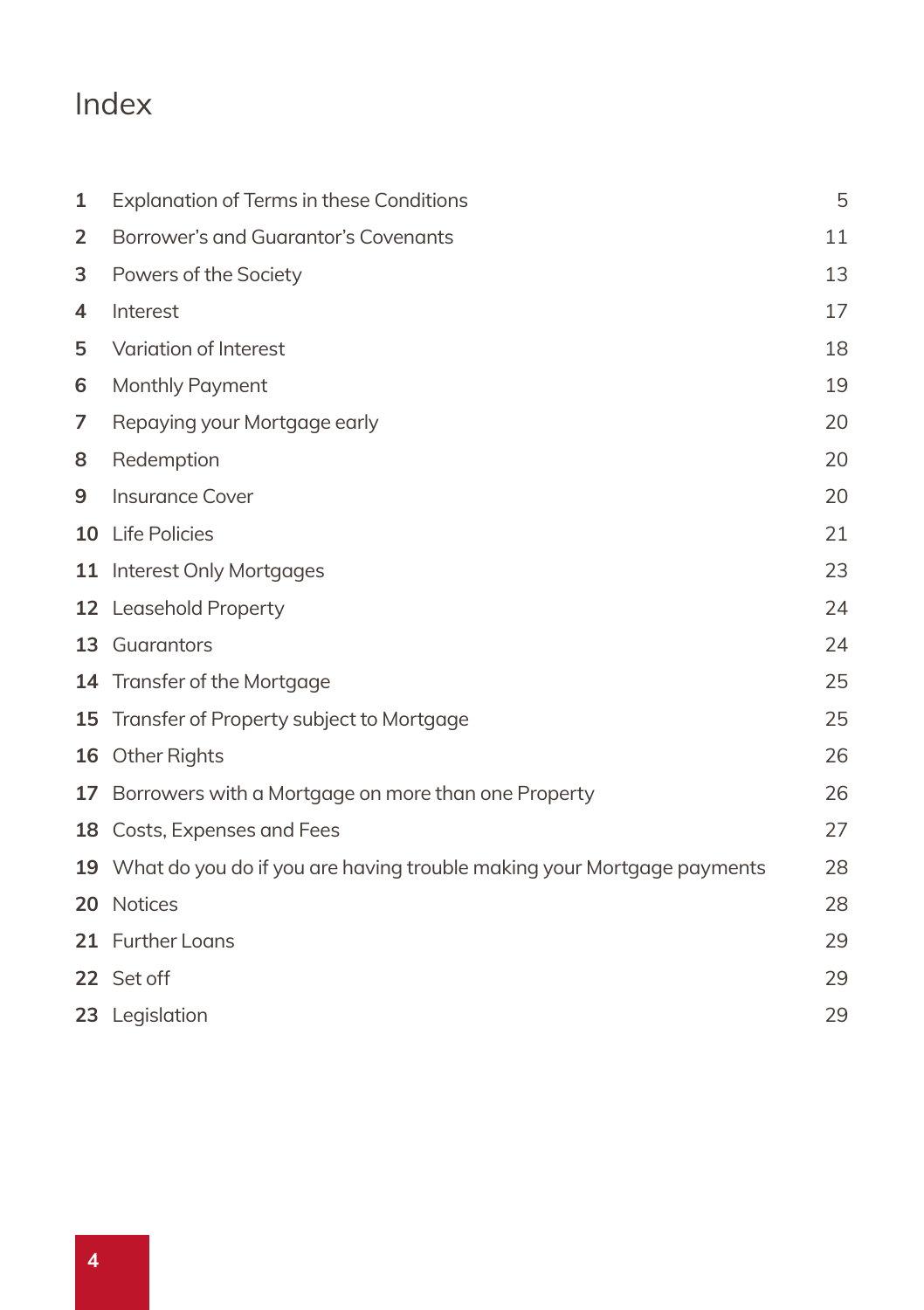# Index

| | | |
|---|---|---|
| **1** | Explanation of Terms in these Conditions | 5 |
| **2** | Borrower's and Guarantor's Covenants | 11 |
| **3** | Powers of the Society | 13 |
| **4** | Interest | 17 |
| **5** | Variation of Interest | 18 |
| **6** | Monthly Payment | 19 |
| **7** | Repaying your Mortgage early | 20 |
| **8** | Redemption | 20 |
| **9** | Insurance Cover | 20 |
| **10** | Life Policies | 21 |
| **11** | Interest Only Mortgages | 23 |
| **12** | Leasehold Property | 24 |
| **13** | Guarantors | 24 |
| **14** | Transfer of the Mortgage | 25 |
| **15** | Transfer of Property subject to Mortgage | 25 |
| **16** | Other Rights | 26 |
| **17** | Borrowers with a Mortgage on more than one Property | 26 |
| **18** | Costs, Expenses and Fees | 27 |
| **19** | What do you do if you are having trouble making your Mortgage payments | 28 |
| **20** | Notices | 28 |
| **21** | Further Loans | 29 |
| **22** | Set off | 29 |
| **23** | Legislation | 29 |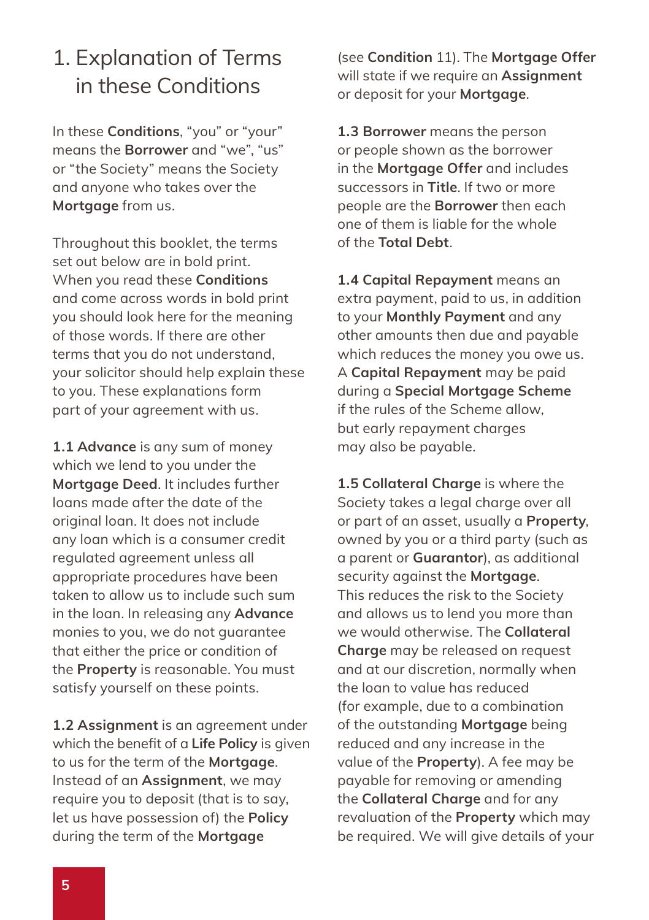# 1. Explanation of Terms in these Conditions

In these **Conditions**, "you" or "your" means the **Borrower** and "we", "us" or "the Society" means the Society and anyone who takes over the **Mortgage** from us.

Throughout this booklet, the terms set out below are in bold print. When you read these **Conditions** and come across words in bold print you should look here for the meaning of those words. If there are other terms that you do not understand, your solicitor should help explain these to you. These explanations form part of your agreement with us.

**1.1 Advance** is any sum of money which we lend to you under the **Mortgage Deed**. It includes further loans made after the date of the original loan. It does not include any loan which is a consumer credit regulated agreement unless all appropriate procedures have been taken to allow us to include such sum in the loan. In releasing any **Advance** monies to you, we do not guarantee that either the price or condition of the **Property** is reasonable. You must satisfy yourself on these points.

**1.2 Assignment** is an agreement under which the benefit of a **Life Policy** is given to us for the term of the **Mortgage**. Instead of an **Assignment**, we may require you to deposit (that is to say, let us have possession of) the **Policy** during the term of the **Mortgage** (see **Condition** 11). The **Mortgage Offer** will state if we require an **Assignment** or deposit for your **Mortgage**.

**1.3 Borrower** means the person or people shown as the borrower in the **Mortgage Offer** and includes successors in **Title**. If two or more people are the **Borrower** then each one of them is liable for the whole of the **Total Debt**.

**1.4 Capital Repayment** means an extra payment, paid to us, in addition to your **Monthly Payment** and any other amounts then due and payable which reduces the money you owe us. A **Capital Repayment** may be paid during a **Special Mortgage Scheme** if the rules of the Scheme allow, but early repayment charges may also be payable.

**1.5 Collateral Charge** is where the Society takes a legal charge over all or part of an asset, usually a **Property**, owned by you or a third party (such as a parent or **Guarantor**), as additional security against the **Mortgage**. This reduces the risk to the Society and allows us to lend you more than we would otherwise. The **Collateral Charge** may be released on request and at our discretion, normally when the loan to value has reduced (for example, due to a combination of the outstanding **Mortgage** being reduced and any increase in the value of the **Property**). A fee may be payable for removing or amending the **Collateral Charge** and for any revaluation of the **Property** which may be required. We will give details of your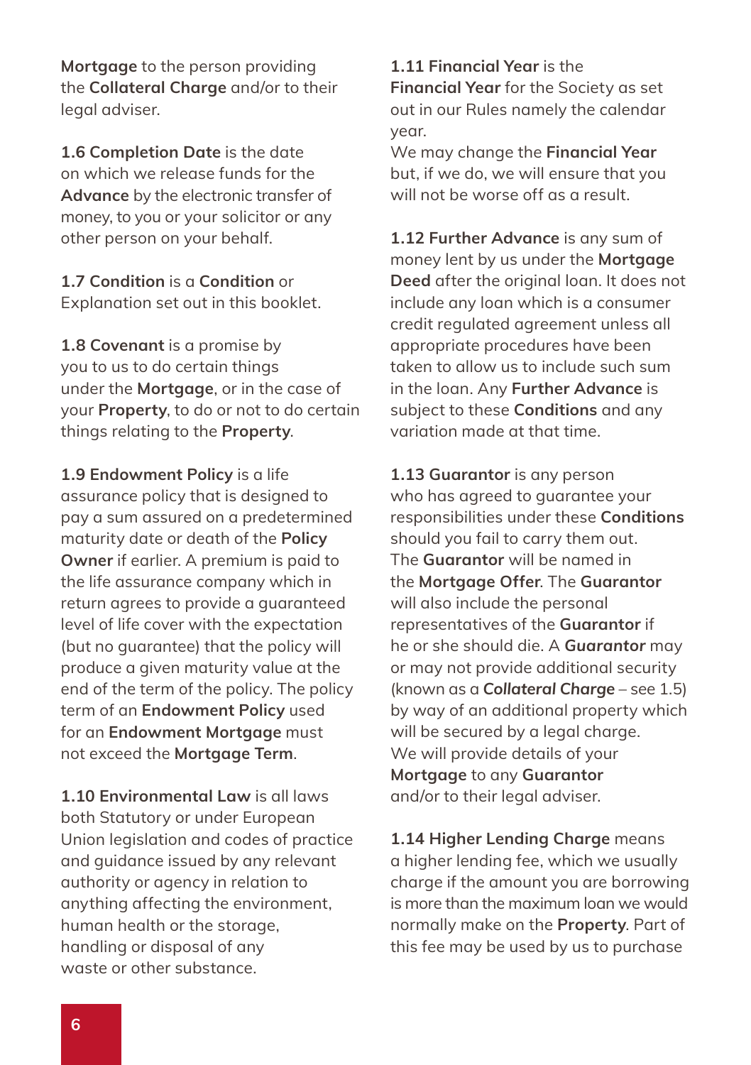**Mortgage** to the person providing the **Collateral Charge** and/or to their legal adviser.

**1.6 Completion Date** is the date on which we release funds for the **Advance** by the electronic transfer of money, to you or your solicitor or any other person on your behalf.

**1.7 Condition** is a **Condition** or Explanation set out in this booklet.

**1.8 Covenant** is a promise by you to us to do certain things under the **Mortgage**, or in the case of your **Property**, to do or not to do certain things relating to the **Property**.

**1.9 Endowment Policy** is a life assurance policy that is designed to pay a sum assured on a predetermined maturity date or death of the **Policy Owner** if earlier. A premium is paid to the life assurance company which in return agrees to provide a guaranteed level of life cover with the expectation (but no guarantee) that the policy will produce a given maturity value at the end of the term of the policy. The policy term of an **Endowment Policy** used for an **Endowment Mortgage** must not exceed the **Mortgage Term**.

**1.10 Environmental Law** is all laws both Statutory or under European Union legislation and codes of practice and guidance issued by any relevant authority or agency in relation to anything affecting the environment, human health or the storage, handling or disposal of any waste or other substance.

**1.11 Financial Year** is the **Financial Year** for the Society as set out in our Rules namely the calendar year.
We may change the **Financial Year** but, if we do, we will ensure that you will not be worse off as a result.

**1.12 Further Advance** is any sum of money lent by us under the **Mortgage Deed** after the original loan. It does not include any loan which is a consumer credit regulated agreement unless all appropriate procedures have been taken to allow us to include such sum in the loan. Any **Further Advance** is subject to these **Conditions** and any variation made at that time.

**1.13 Guarantor** is any person who has agreed to guarantee your responsibilities under these **Conditions** should you fail to carry them out. The **Guarantor** will be named in the **Mortgage Offer**. The **Guarantor** will also include the personal representatives of the **Guarantor** if he or she should die. A ***Guarantor*** may or may not provide additional security (known as a ***Collateral Charge*** – see 1.5) by way of an additional property which will be secured by a legal charge. We will provide details of your **Mortgage** to any **Guarantor** and/or to their legal adviser.

**1.14 Higher Lending Charge** means a higher lending fee, which we usually charge if the amount you are borrowing is more than the maximum loan we would normally make on the **Property**. Part of this fee may be used by us to purchase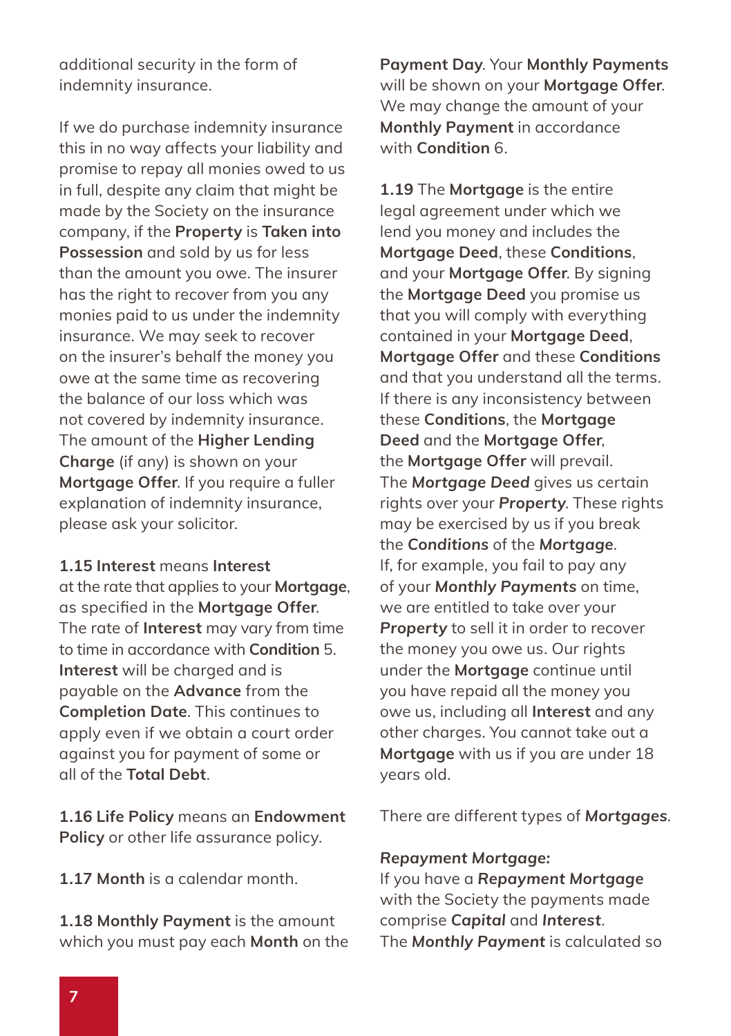additional security in the form of indemnity insurance.

If we do purchase indemnity insurance this in no way affects your liability and promise to repay all monies owed to us in full, despite any claim that might be made by the Society on the insurance company, if the **Property** is **Taken into Possession** and sold by us for less than the amount you owe. The insurer has the right to recover from you any monies paid to us under the indemnity insurance. We may seek to recover on the insurer's behalf the money you owe at the same time as recovering the balance of our loss which was not covered by indemnity insurance. The amount of the **Higher Lending Charge** (if any) is shown on your **Mortgage Offer**. If you require a fuller explanation of indemnity insurance, please ask your solicitor.

**1.15 Interest** means **Interest** at the rate that applies to your **Mortgage**, as specified in the **Mortgage Offer**. The rate of **Interest** may vary from time to time in accordance with **Condition** 5. **Interest** will be charged and is payable on the **Advance** from the **Completion Date**. This continues to apply even if we obtain a court order against you for payment of some or all of the **Total Debt**.

**1.16 Life Policy** means an **Endowment Policy** or other life assurance policy.

**1.17 Month** is a calendar month.

**1.18 Monthly Payment** is the amount which you must pay each **Month** on the **Payment Day**. Your **Monthly Payments** will be shown on your **Mortgage Offer**. We may change the amount of your **Monthly Payment** in accordance with **Condition** 6.

**1.19** The **Mortgage** is the entire legal agreement under which we lend you money and includes the **Mortgage Deed**, these **Conditions**, and your **Mortgage Offer**. By signing the **Mortgage Deed** you promise us that you will comply with everything contained in your **Mortgage Deed**, **Mortgage Offer** and these **Conditions** and that you understand all the terms. If there is any inconsistency between these **Conditions**, the **Mortgage Deed** and the **Mortgage Offer**, the **Mortgage Offer** will prevail. The ***Mortgage Deed*** gives us certain rights over your ***Property***. These rights may be exercised by us if you break the ***Conditions*** of the ***Mortgage***. If, for example, you fail to pay any of your ***Monthly Payments*** on time, we are entitled to take over your ***Property*** to sell it in order to recover the money you owe us. Our rights under the **Mortgage** continue until you have repaid all the money you owe us, including all **Interest** and any other charges. You cannot take out a **Mortgage** with us if you are under 18 years old.

There are different types of **Mortgages**.

***Repayment Mortgage:***
If you have a ***Repayment Mortgage*** with the Society the payments made comprise ***Capital*** and ***Interest***. The ***Monthly Payment*** is calculated so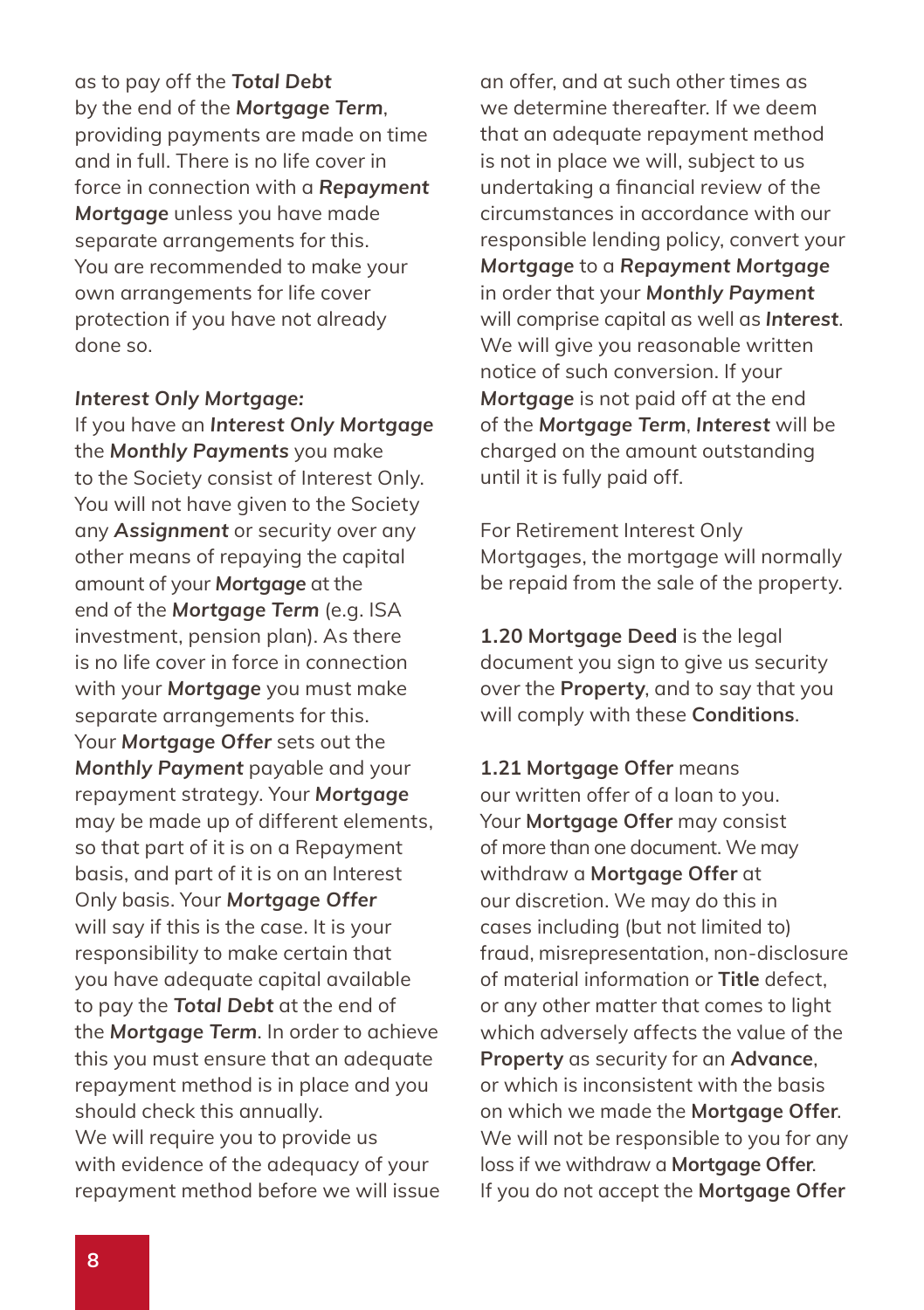as to pay off the ***Total Debt*** by the end of the **Mortgage Term**, providing payments are made on time and in full. There is no life cover in force in connection with a ***Repayment Mortgage*** unless you have made separate arrangements for this. You are recommended to make your own arrangements for life cover protection if you have not already done so.

***Interest Only Mortgage:***

If you have an ***Interest Only Mortgage*** the ***Monthly Payments*** you make to the Society consist of Interest Only. You will not have given to the Society any ***Assignment*** or security over any other means of repaying the capital amount of your **Mortgage** at the end of the **Mortgage Term** (e.g. ISA investment, pension plan). As there is no life cover in force in connection with your **Mortgage** you must make separate arrangements for this. Your **Mortgage Offer** sets out the ***Monthly Payment*** payable and your repayment strategy. Your **Mortgage** may be made up of different elements, so that part of it is on a Repayment basis, and part of it is on an Interest Only basis. Your **Mortgage Offer** will say if this is the case. It is your responsibility to make certain that you have adequate capital available to pay the ***Total Debt*** at the end of the ***Mortgage Term***. In order to achieve this you must ensure that an adequate repayment method is in place and you should check this annually. We will require you to provide us with evidence of the adequacy of your repayment method before we will issue an offer, and at such other times as we determine thereafter. If we deem that an adequate repayment method is not in place we will, subject to us undertaking a financial review of the circumstances in accordance with our responsible lending policy, convert your **Mortgage** to a ***Repayment Mortgage*** in order that your ***Monthly Payment*** will comprise capital as well as ***Interest***. We will give you reasonable written notice of such conversion. If your **Mortgage** is not paid off at the end of the **Mortgage Term**, ***Interest*** will be charged on the amount outstanding until it is fully paid off.

For Retirement Interest Only Mortgages, the mortgage will normally be repaid from the sale of the property.

**1.20 Mortgage Deed** is the legal document you sign to give us security over the **Property**, and to say that you will comply with these **Conditions**.

**1.21 Mortgage Offer** means our written offer of a loan to you. Your **Mortgage Offer** may consist of more than one document. We may withdraw a **Mortgage Offer** at our discretion. We may do this in cases including (but not limited to) fraud, misrepresentation, non-disclosure of material information or **Title** defect, or any other matter that comes to light which adversely affects the value of the **Property** as security for an **Advance**, or which is inconsistent with the basis on which we made the **Mortgage Offer**. We will not be responsible to you for any loss if we withdraw a **Mortgage Offer**. If you do not accept the **Mortgage Offer**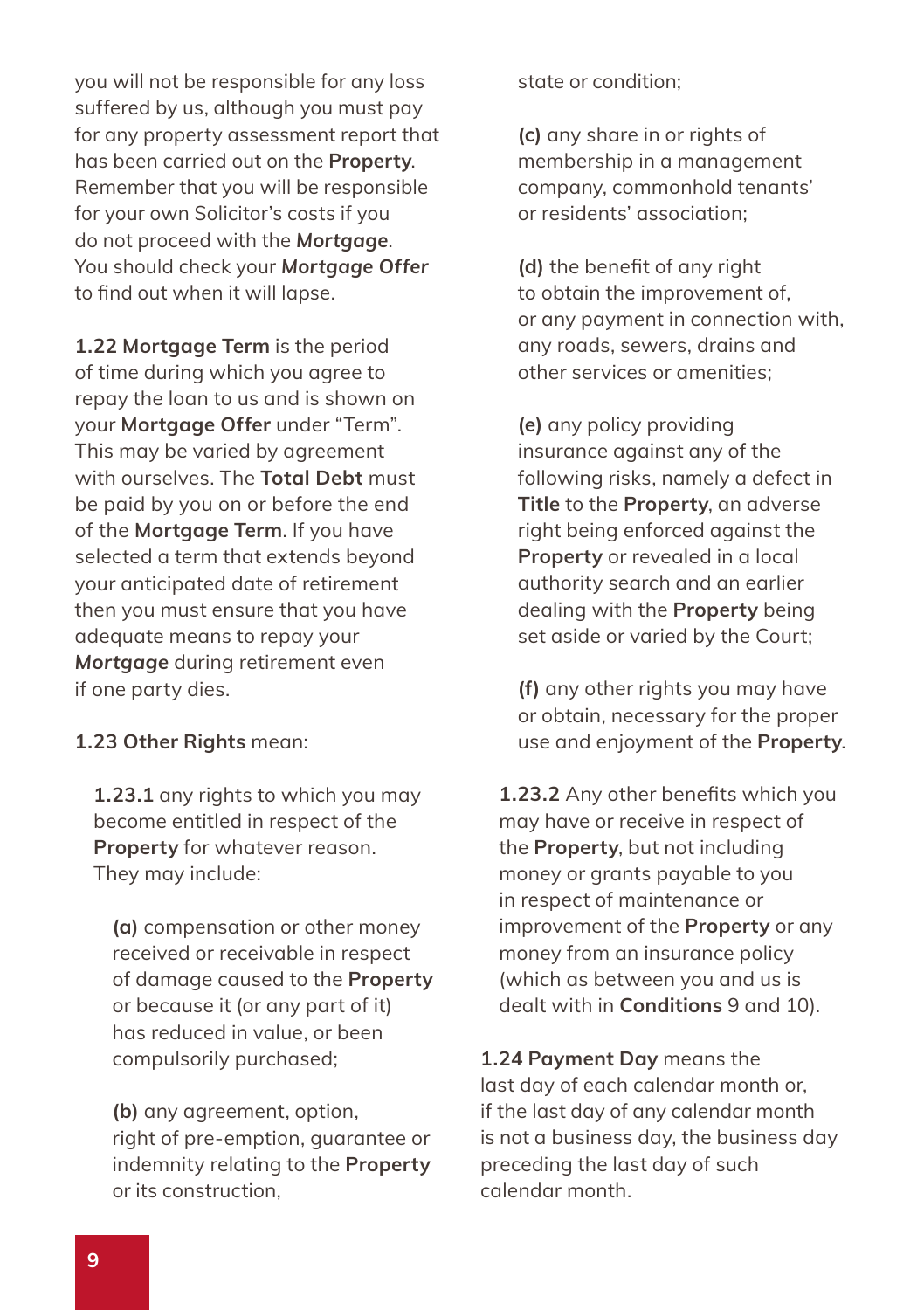you will not be responsible for any loss suffered by us, although you must pay for any property assessment report that has been carried out on the **Property**. Remember that you will be responsible for your own Solicitor's costs if you do not proceed with the ***Mortgage***. You should check your ***Mortgage* Offer** to find out when it will lapse.

**1.22 Mortgage Term** is the period of time during which you agree to repay the loan to us and is shown on your **Mortgage Offer** under "Term". This may be varied by agreement with ourselves. The **Total Debt** must be paid by you on or before the end of the **Mortgage Term**. If you have selected a term that extends beyond your anticipated date of retirement then you must ensure that you have adequate means to repay your ***Mortgage*** during retirement even if one party dies.

**1.23 Other Rights** mean:

**1.23.1** any rights to which you may become entitled in respect of the **Property** for whatever reason. They may include:

**(a)** compensation or other money received or receivable in respect of damage caused to the **Property** or because it (or any part of it) has reduced in value, or been compulsorily purchased;

**(b)** any agreement, option, right of pre-emption, guarantee or indemnity relating to the **Property** or its construction, state or condition;

**(c)** any share in or rights of membership in a management company, commonhold tenants' or residents' association;

**(d)** the benefit of any right to obtain the improvement of, or any payment in connection with, any roads, sewers, drains and other services or amenities;

**(e)** any policy providing insurance against any of the following risks, namely a defect in **Title** to the **Property**, an adverse right being enforced against the **Property** or revealed in a local authority search and an earlier dealing with the **Property** being set aside or varied by the Court;

**(f)** any other rights you may have or obtain, necessary for the proper use and enjoyment of the **Property**.

**1.23.2** Any other benefits which you may have or receive in respect of the **Property**, but not including money or grants payable to you in respect of maintenance or improvement of the **Property** or any money from an insurance policy (which as between you and us is dealt with in **Conditions** 9 and 10).

**1.24 Payment Day** means the last day of each calendar month or, if the last day of any calendar month is not a business day, the business day preceding the last day of such calendar month.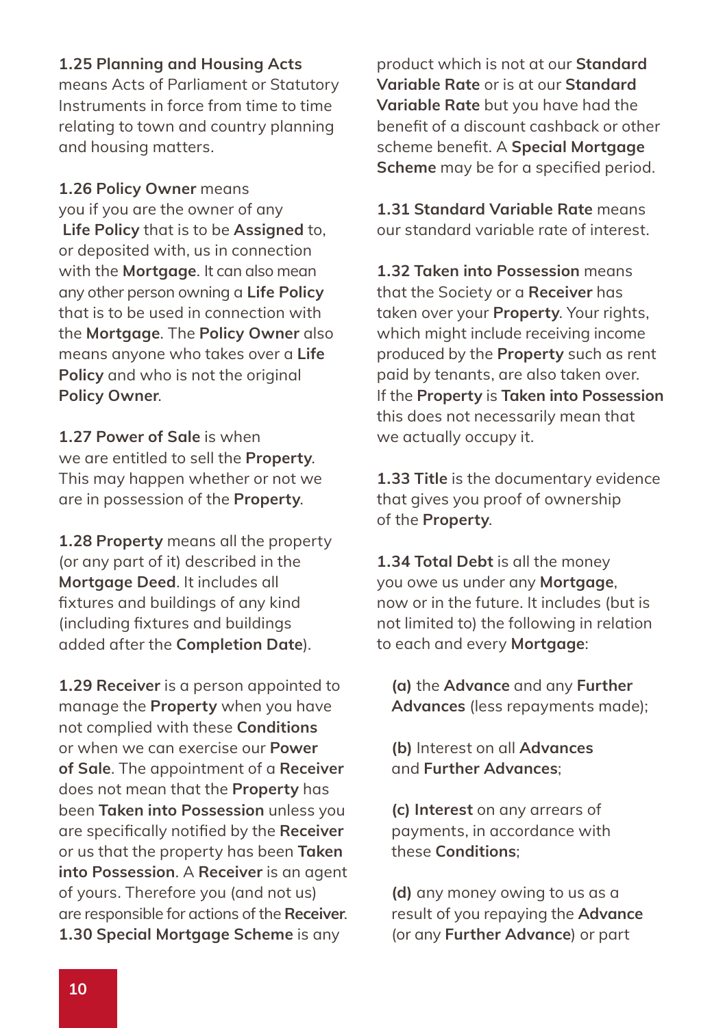**1.25 Planning and Housing Acts** means Acts of Parliament or Statutory Instruments in force from time to time relating to town and country planning and housing matters.

**1.26 Policy Owner** means you if you are the owner of any **Life Policy** that is to be **Assigned** to, or deposited with, us in connection with the **Mortgage**. It can also mean any other person owning a **Life Policy** that is to be used in connection with the **Mortgage**. The **Policy Owner** also means anyone who takes over a **Life Policy** and who is not the original **Policy Owner**.

**1.27 Power of Sale** is when we are entitled to sell the **Property**. This may happen whether or not we are in possession of the **Property**.

**1.28 Property** means all the property (or any part of it) described in the **Mortgage Deed**. It includes all fixtures and buildings of any kind (including fixtures and buildings added after the **Completion Date**).

**1.29 Receiver** is a person appointed to manage the **Property** when you have not complied with these **Conditions** or when we can exercise our **Power of Sale**. The appointment of a **Receiver** does not mean that the **Property** has been **Taken into Possession** unless you are specifically notified by the **Receiver** or us that the property has been **Taken into Possession**. A **Receiver** is an agent of yours. Therefore you (and not us) are responsible for actions of the **Receiver**.

**1.30 Special Mortgage Scheme** is any product which is not at our **Standard Variable Rate** or is at our **Standard Variable Rate** but you have had the benefit of a discount cashback or other scheme benefit. A **Special Mortgage Scheme** may be for a specified period.

**1.31 Standard Variable Rate** means our standard variable rate of interest.

**1.32 Taken into Possession** means that the Society or a **Receiver** has taken over your **Property**. Your rights, which might include receiving income produced by the **Property** such as rent paid by tenants, are also taken over. If the **Property** is **Taken into Possession** this does not necessarily mean that we actually occupy it.

**1.33 Title** is the documentary evidence that gives you proof of ownership of the **Property**.

**1.34 Total Debt** is all the money you owe us under any **Mortgage**, now or in the future. It includes (but is not limited to) the following in relation to each and every **Mortgage**:

**(a)** the **Advance** and any **Further Advances** (less repayments made);

**(b)** Interest on all **Advances** and **Further Advances**;

**(c) Interest** on any arrears of payments, in accordance with these **Conditions**;

**(d)** any money owing to us as a result of you repaying the **Advance** (or any **Further Advance**) or part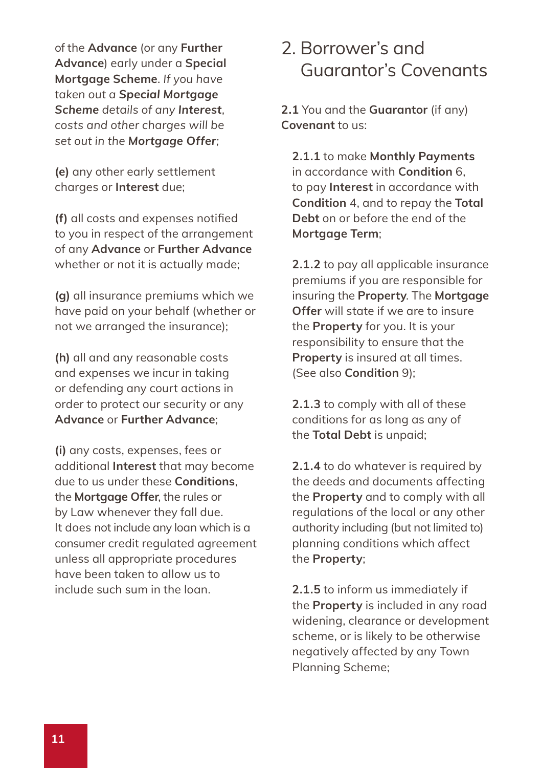of the **Advance** (or any **Further Advance**) early under a **Special Mortgage Scheme**. *If you have taken out a **Special Mortgage Scheme** details of any **Interest**, costs and other charges will be set out in the **Mortgage Offer***;

**(e)** any other early settlement charges or **Interest** due;

**(f)** all costs and expenses notified to you in respect of the arrangement of any **Advance** or **Further Advance** whether or not it is actually made;

**(g)** all insurance premiums which we have paid on your behalf (whether or not we arranged the insurance);

**(h)** all and any reasonable costs and expenses we incur in taking or defending any court actions in order to protect our security or any **Advance** or **Further Advance**;

**(i)** any costs, expenses, fees or additional **Interest** that may become due to us under these **Conditions**, the **Mortgage Offer**, the rules or by Law whenever they fall due. It does not include any loan which is a consumer credit regulated agreement unless all appropriate procedures have been taken to allow us to include such sum in the loan.

## 2. Borrower's and Guarantor's Covenants

**2.1** You and the **Guarantor** (if any) **Covenant** to us:

**2.1.1** to make **Monthly Payments** in accordance with **Condition** 6, to pay **Interest** in accordance with **Condition** 4, and to repay the **Total Debt** on or before the end of the **Mortgage Term**;

**2.1.2** to pay all applicable insurance premiums if you are responsible for insuring the **Property**. The **Mortgage Offer** will state if we are to insure the **Property** for you. It is your responsibility to ensure that the **Property** is insured at all times. (See also **Condition** 9);

**2.1.3** to comply with all of these conditions for as long as any of the **Total Debt** is unpaid;

**2.1.4** to do whatever is required by the deeds and documents affecting the **Property** and to comply with all regulations of the local or any other authority including (but not limited to) planning conditions which affect the **Property**;

**2.1.5** to inform us immediately if the **Property** is included in any road widening, clearance or development scheme, or is likely to be otherwise negatively affected by any Town Planning Scheme;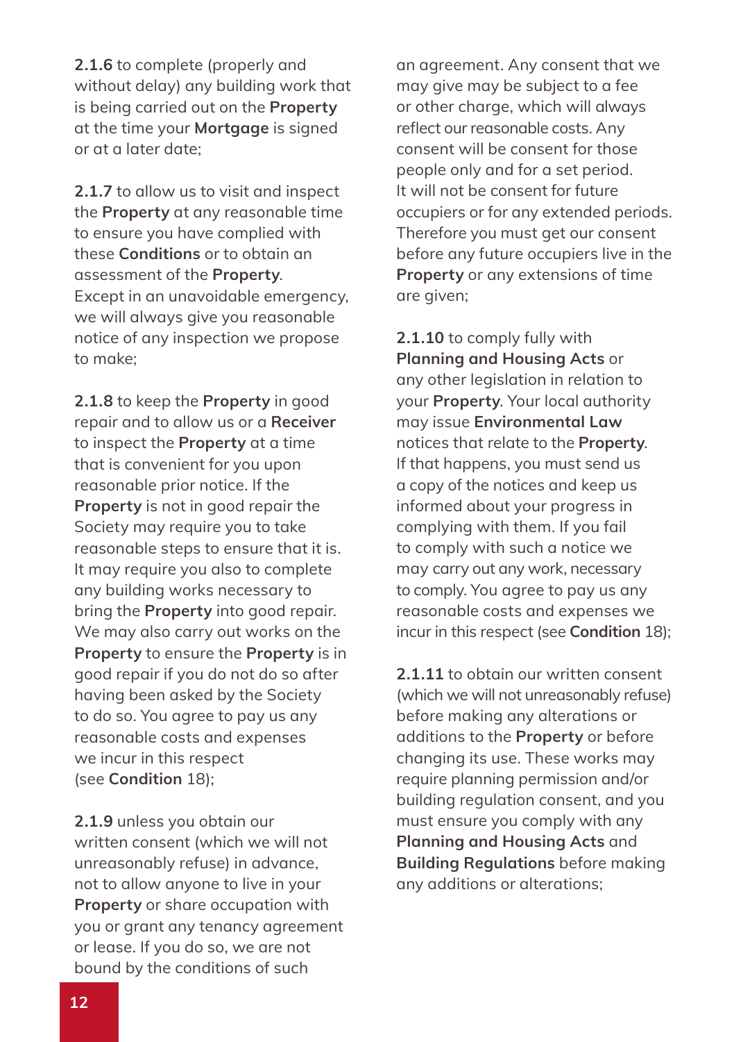**2.1.6** to complete (properly and without delay) any building work that is being carried out on the **Property** at the time your **Mortgage** is signed or at a later date;

**2.1.7** to allow us to visit and inspect the **Property** at any reasonable time to ensure you have complied with these **Conditions** or to obtain an assessment of the **Property**. Except in an unavoidable emergency, we will always give you reasonable notice of any inspection we propose to make;

**2.1.8** to keep the **Property** in good repair and to allow us or a **Receiver** to inspect the **Property** at a time that is convenient for you upon reasonable prior notice. If the **Property** is not in good repair the Society may require you to take reasonable steps to ensure that it is. It may require you also to complete any building works necessary to bring the **Property** into good repair. We may also carry out works on the **Property** to ensure the **Property** is in good repair if you do not do so after having been asked by the Society to do so. You agree to pay us any reasonable costs and expenses we incur in this respect (see **Condition** 18);

**2.1.9** unless you obtain our written consent (which we will not unreasonably refuse) in advance, not to allow anyone to live in your **Property** or share occupation with you or grant any tenancy agreement or lease. If you do so, we are not bound by the conditions of such an agreement. Any consent that we may give may be subject to a fee or other charge, which will always reflect our reasonable costs. Any consent will be consent for those people only and for a set period. It will not be consent for future occupiers or for any extended periods. Therefore you must get our consent before any future occupiers live in the **Property** or any extensions of time are given;

**2.1.10** to comply fully with **Planning and Housing Acts** or any other legislation in relation to your **Property**. Your local authority may issue **Environmental Law** notices that relate to the **Property**. If that happens, you must send us a copy of the notices and keep us informed about your progress in complying with them. If you fail to comply with such a notice we may carry out any work, necessary to comply. You agree to pay us any reasonable costs and expenses we incur in this respect (see **Condition** 18);

**2.1.11** to obtain our written consent (which we will not unreasonably refuse) before making any alterations or additions to the **Property** or before changing its use. These works may require planning permission and/or building regulation consent, and you must ensure you comply with any **Planning and Housing Acts** and **Building Regulations** before making any additions or alterations;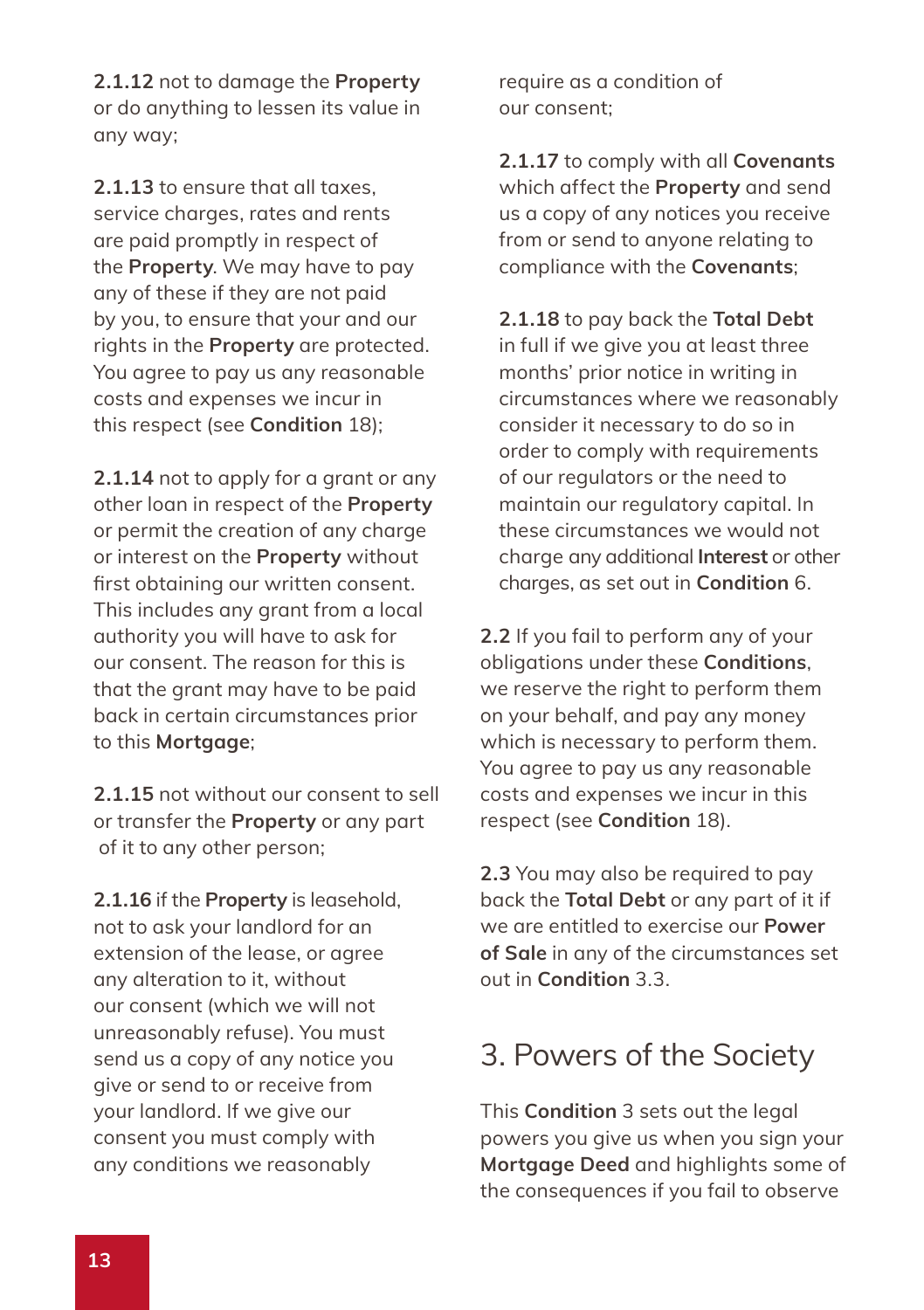**2.1.12** not to damage the **Property** or do anything to lessen its value in any way;

**2.1.13** to ensure that all taxes, service charges, rates and rents are paid promptly in respect of the **Property**. We may have to pay any of these if they are not paid by you, to ensure that your and our rights in the **Property** are protected. You agree to pay us any reasonable costs and expenses we incur in this respect (see **Condition** 18);

**2.1.14** not to apply for a grant or any other loan in respect of the **Property** or permit the creation of any charge or interest on the **Property** without first obtaining our written consent. This includes any grant from a local authority you will have to ask for our consent. The reason for this is that the grant may have to be paid back in certain circumstances prior to this **Mortgage**;

**2.1.15** not without our consent to sell or transfer the **Property** or any part of it to any other person;

**2.1.16** if the **Property** is leasehold, not to ask your landlord for an extension of the lease, or agree any alteration to it, without our consent (which we will not unreasonably refuse). You must send us a copy of any notice you give or send to or receive from your landlord. If we give our consent you must comply with any conditions we reasonably require as a condition of our consent;

**2.1.17** to comply with all **Covenants** which affect the **Property** and send us a copy of any notices you receive from or send to anyone relating to compliance with the **Covenants**;

**2.1.18** to pay back the **Total Debt** in full if we give you at least three months' prior notice in writing in circumstances where we reasonably consider it necessary to do so in order to comply with requirements of our regulators or the need to maintain our regulatory capital. In these circumstances we would not charge any additional **Interest** or other charges, as set out in **Condition** 6.

**2.2** If you fail to perform any of your obligations under these **Conditions**, we reserve the right to perform them on your behalf, and pay any money which is necessary to perform them. You agree to pay us any reasonable costs and expenses we incur in this respect (see **Condition** 18).

**2.3** You may also be required to pay back the **Total Debt** or any part of it if we are entitled to exercise our **Power of Sale** in any of the circumstances set out in **Condition** 3.3.

## 3. Powers of the Society

This **Condition** 3 sets out the legal powers you give us when you sign your **Mortgage Deed** and highlights some of the consequences if you fail to observe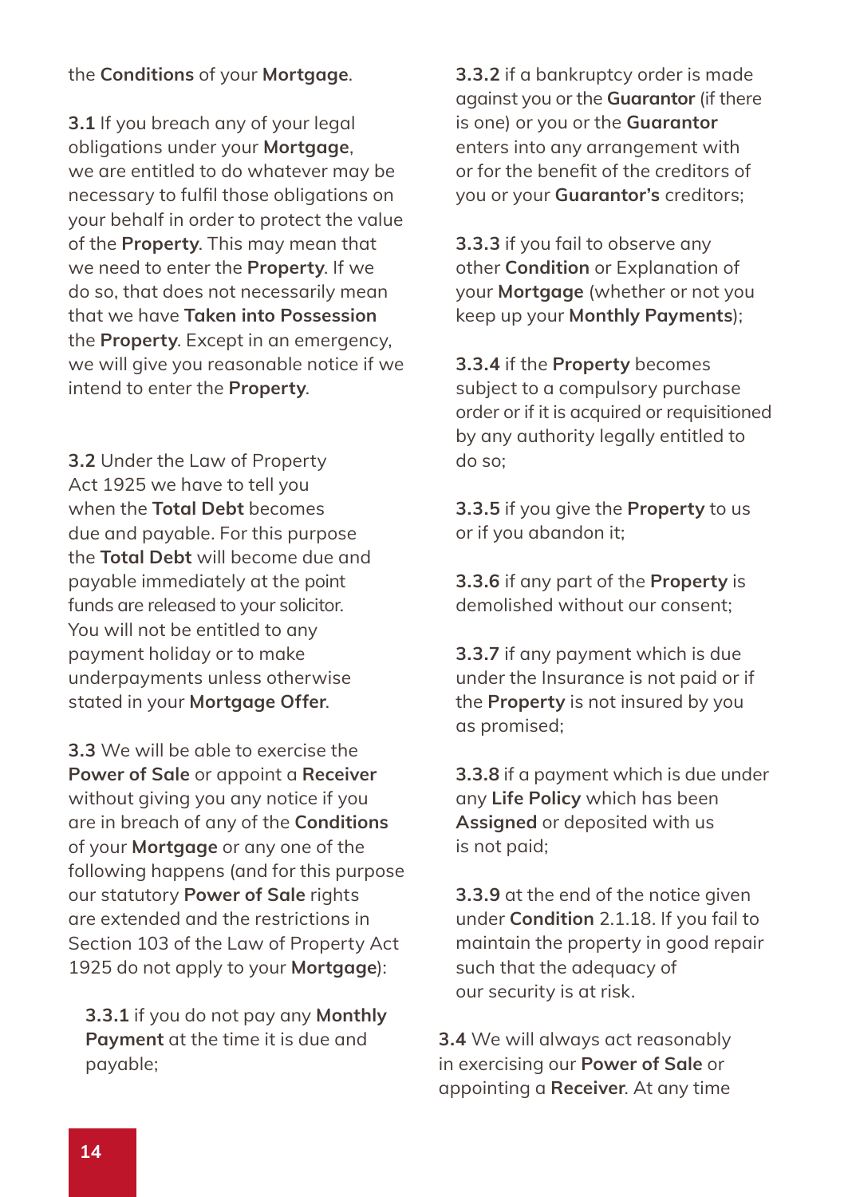the **Conditions** of your **Mortgage**.

**3.1** If you breach any of your legal obligations under your **Mortgage**, we are entitled to do whatever may be necessary to fulfil those obligations on your behalf in order to protect the value of the **Property**. This may mean that we need to enter the **Property**. If we do so, that does not necessarily mean that we have **Taken into Possession** the **Property**. Except in an emergency, we will give you reasonable notice if we intend to enter the **Property**.

**3.2** Under the Law of Property Act 1925 we have to tell you when the **Total Debt** becomes due and payable. For this purpose the **Total Debt** will become due and payable immediately at the point funds are released to your solicitor. You will not be entitled to any payment holiday or to make underpayments unless otherwise stated in your **Mortgage Offer**.

**3.3** We will be able to exercise the **Power of Sale** or appoint a **Receiver** without giving you any notice if you are in breach of any of the **Conditions** of your **Mortgage** or any one of the following happens (and for this purpose our statutory **Power of Sale** rights are extended and the restrictions in Section 103 of the Law of Property Act 1925 do not apply to your **Mortgage**):

**3.3.1** if you do not pay any **Monthly Payment** at the time it is due and payable;

**3.3.2** if a bankruptcy order is made against you or the **Guarantor** (if there is one) or you or the **Guarantor** enters into any arrangement with or for the benefit of the creditors of you or your **Guarantor's** creditors;

**3.3.3** if you fail to observe any other **Condition** or Explanation of your **Mortgage** (whether or not you keep up your **Monthly Payments**);

**3.3.4** if the **Property** becomes subject to a compulsory purchase order or if it is acquired or requisitioned by any authority legally entitled to do so;

**3.3.5** if you give the **Property** to us or if you abandon it;

**3.3.6** if any part of the **Property** is demolished without our consent;

**3.3.7** if any payment which is due under the Insurance is not paid or if the **Property** is not insured by you as promised;

**3.3.8** if a payment which is due under any **Life Policy** which has been **Assigned** or deposited with us is not paid;

**3.3.9** at the end of the notice given under **Condition** 2.1.18. If you fail to maintain the property in good repair such that the adequacy of our security is at risk.

**3.4** We will always act reasonably in exercising our **Power of Sale** or appointing a **Receiver**. At any time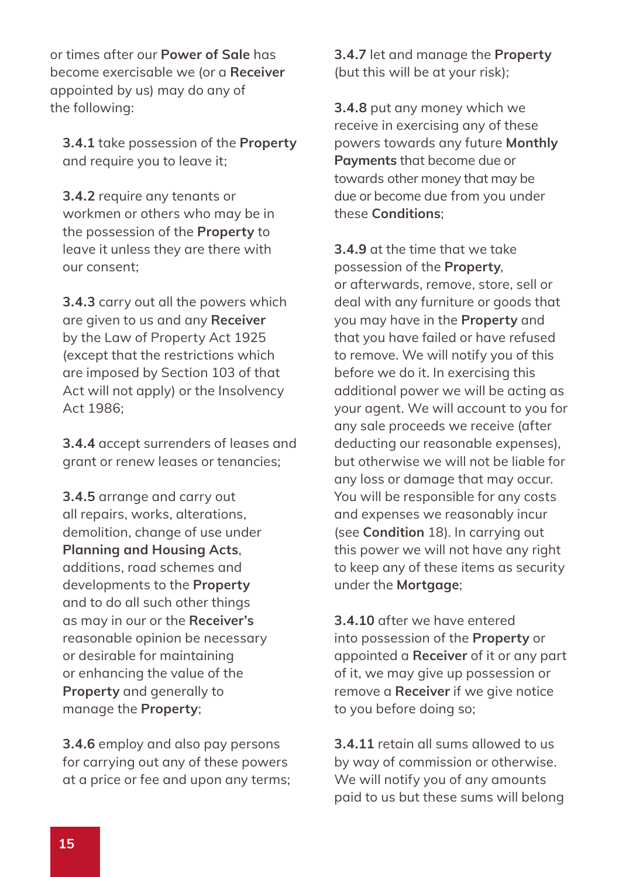or times after our **Power of Sale** has become exercisable we (or a **Receiver** appointed by us) may do any of the following:

**3.4.1** take possession of the **Property** and require you to leave it;

**3.4.2** require any tenants or workmen or others who may be in the possession of the **Property** to leave it unless they are there with our consent;

**3.4.3** carry out all the powers which are given to us and any **Receiver** by the Law of Property Act 1925 (except that the restrictions which are imposed by Section 103 of that Act will not apply) or the Insolvency Act 1986;

**3.4.4** accept surrenders of leases and grant or renew leases or tenancies;

**3.4.5** arrange and carry out all repairs, works, alterations, demolition, change of use under **Planning and Housing Acts**, additions, road schemes and developments to the **Property** and to do all such other things as may in our or the **Receiver's** reasonable opinion be necessary or desirable for maintaining or enhancing the value of the **Property** and generally to manage the **Property**;

**3.4.6** employ and also pay persons for carrying out any of these powers at a price or fee and upon any terms;

**3.4.7** let and manage the **Property** (but this will be at your risk);

**3.4.8** put any money which we receive in exercising any of these powers towards any future **Monthly Payments** that become due or towards other money that may be due or become due from you under these **Conditions**;

**3.4.9** at the time that we take possession of the **Property**, or afterwards, remove, store, sell or deal with any furniture or goods that you may have in the **Property** and that you have failed or have refused to remove. We will notify you of this before we do it. In exercising this additional power we will be acting as your agent. We will account to you for any sale proceeds we receive (after deducting our reasonable expenses), but otherwise we will not be liable for any loss or damage that may occur. You will be responsible for any costs and expenses we reasonably incur (see **Condition** 18). In carrying out this power we will not have any right to keep any of these items as security under the **Mortgage**;

**3.4.10** after we have entered into possession of the **Property** or appointed a **Receiver** of it or any part of it, we may give up possession or remove a **Receiver** if we give notice to you before doing so;

**3.4.11** retain all sums allowed to us by way of commission or otherwise. We will notify you of any amounts paid to us but these sums will belong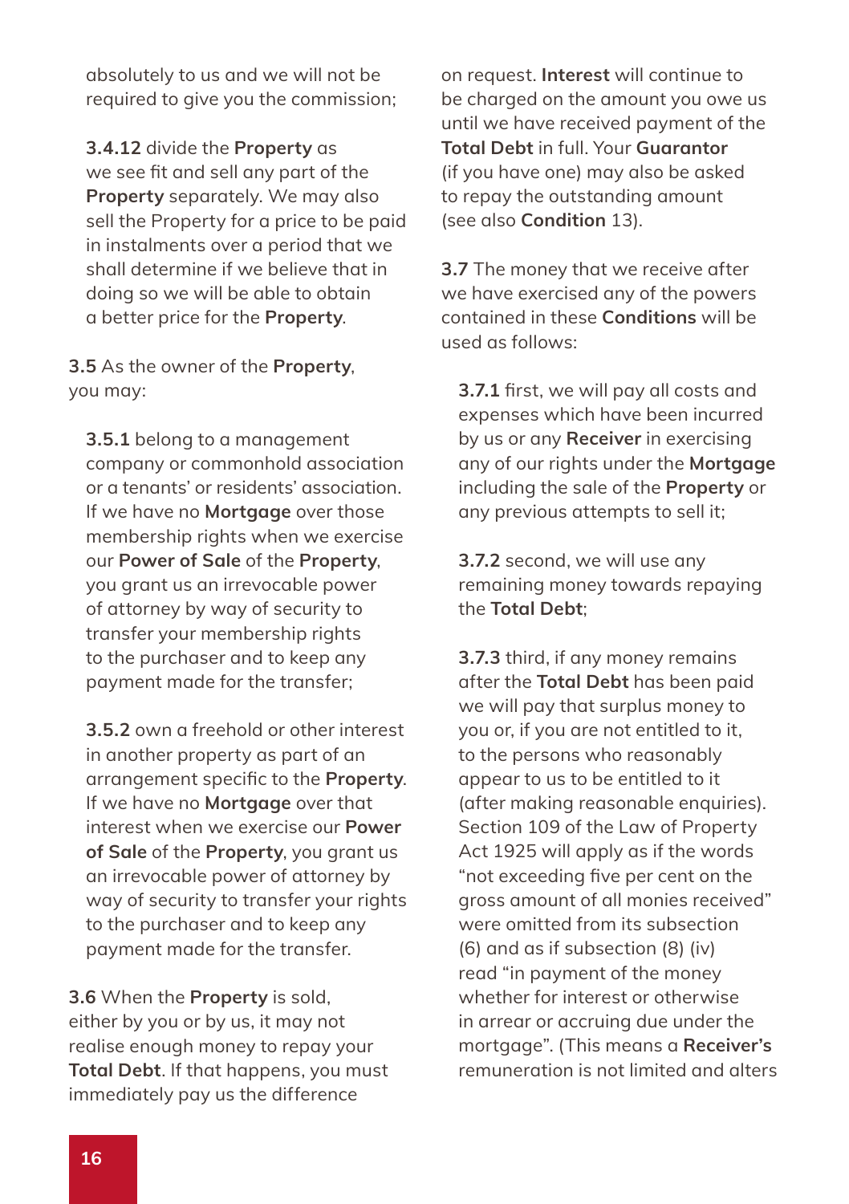absolutely to us and we will not be required to give you the commission;

**3.4.12** divide the **Property** as we see fit and sell any part of the **Property** separately. We may also sell the Property for a price to be paid in instalments over a period that we shall determine if we believe that in doing so we will be able to obtain a better price for the **Property**.

**3.5** As the owner of the **Property**, you may:

**3.5.1** belong to a management company or commonhold association or a tenants' or residents' association. If we have no **Mortgage** over those membership rights when we exercise our **Power of Sale** of the **Property**, you grant us an irrevocable power of attorney by way of security to transfer your membership rights to the purchaser and to keep any payment made for the transfer;

**3.5.2** own a freehold or other interest in another property as part of an arrangement specific to the **Property**. If we have no **Mortgage** over that interest when we exercise our **Power of Sale** of the **Property**, you grant us an irrevocable power of attorney by way of security to transfer your rights to the purchaser and to keep any payment made for the transfer.

**3.6** When the **Property** is sold, either by you or by us, it may not realise enough money to repay your **Total Debt**. If that happens, you must immediately pay us the difference on request. **Interest** will continue to be charged on the amount you owe us until we have received payment of the **Total Debt** in full. Your **Guarantor** (if you have one) may also be asked to repay the outstanding amount (see also **Condition** 13).

**3.7** The money that we receive after we have exercised any of the powers contained in these **Conditions** will be used as follows:

**3.7.1** first, we will pay all costs and expenses which have been incurred by us or any **Receiver** in exercising any of our rights under the **Mortgage** including the sale of the **Property** or any previous attempts to sell it;

**3.7.2** second, we will use any remaining money towards repaying the **Total Debt**;

**3.7.3** third, if any money remains after the **Total Debt** has been paid we will pay that surplus money to you or, if you are not entitled to it, to the persons who reasonably appear to us to be entitled to it (after making reasonable enquiries). Section 109 of the Law of Property Act 1925 will apply as if the words "not exceeding five per cent on the gross amount of all monies received" were omitted from its subsection (6) and as if subsection (8) (iv) read "in payment of the money whether for interest or otherwise in arrear or accruing due under the mortgage". (This means a **Receiver's** remuneration is not limited and alters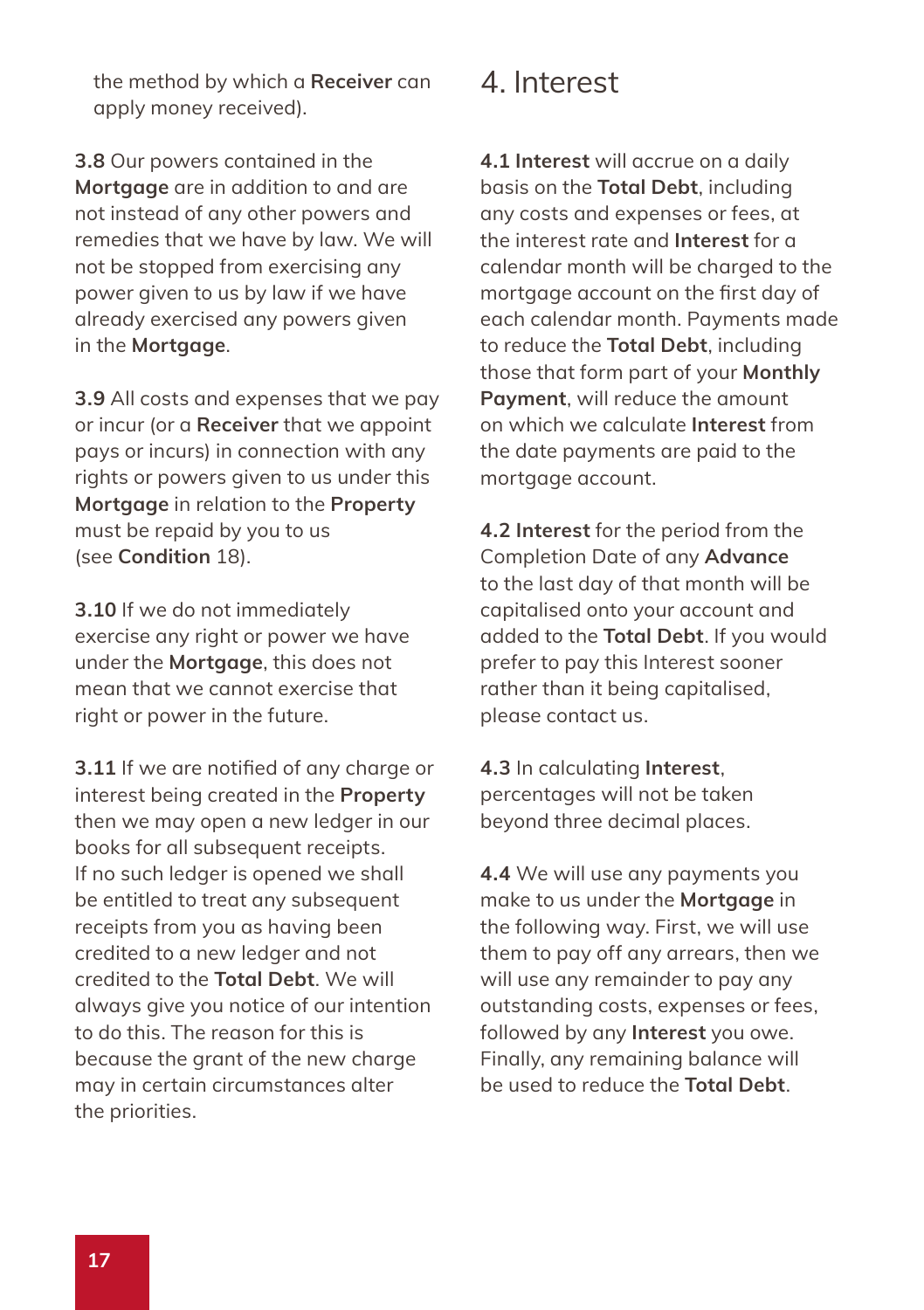the method by which a **Receiver** can apply money received).

**3.8** Our powers contained in the **Mortgage** are in addition to and are not instead of any other powers and remedies that we have by law. We will not be stopped from exercising any power given to us by law if we have already exercised any powers given in the **Mortgage**.

**3.9** All costs and expenses that we pay or incur (or a **Receiver** that we appoint pays or incurs) in connection with any rights or powers given to us under this **Mortgage** in relation to the **Property** must be repaid by you to us (see **Condition** 18).

**3.10** If we do not immediately exercise any right or power we have under the **Mortgage**, this does not mean that we cannot exercise that right or power in the future.

**3.11** If we are notified of any charge or interest being created in the **Property** then we may open a new ledger in our books for all subsequent receipts. If no such ledger is opened we shall be entitled to treat any subsequent receipts from you as having been credited to a new ledger and not credited to the **Total Debt**. We will always give you notice of our intention to do this. The reason for this is because the grant of the new charge may in certain circumstances alter the priorities.

# 4. Interest

**4.1 Interest** will accrue on a daily basis on the **Total Debt**, including any costs and expenses or fees, at the interest rate and **Interest** for a calendar month will be charged to the mortgage account on the first day of each calendar month. Payments made to reduce the **Total Debt**, including those that form part of your **Monthly Payment**, will reduce the amount on which we calculate **Interest** from the date payments are paid to the mortgage account.

**4.2 Interest** for the period from the Completion Date of any **Advance** to the last day of that month will be capitalised onto your account and added to the **Total Debt**. If you would prefer to pay this Interest sooner rather than it being capitalised, please contact us.

**4.3** In calculating **Interest**, percentages will not be taken beyond three decimal places.

**4.4** We will use any payments you make to us under the **Mortgage** in the following way. First, we will use them to pay off any arrears, then we will use any remainder to pay any outstanding costs, expenses or fees, followed by any **Interest** you owe. Finally, any remaining balance will be used to reduce the **Total Debt**.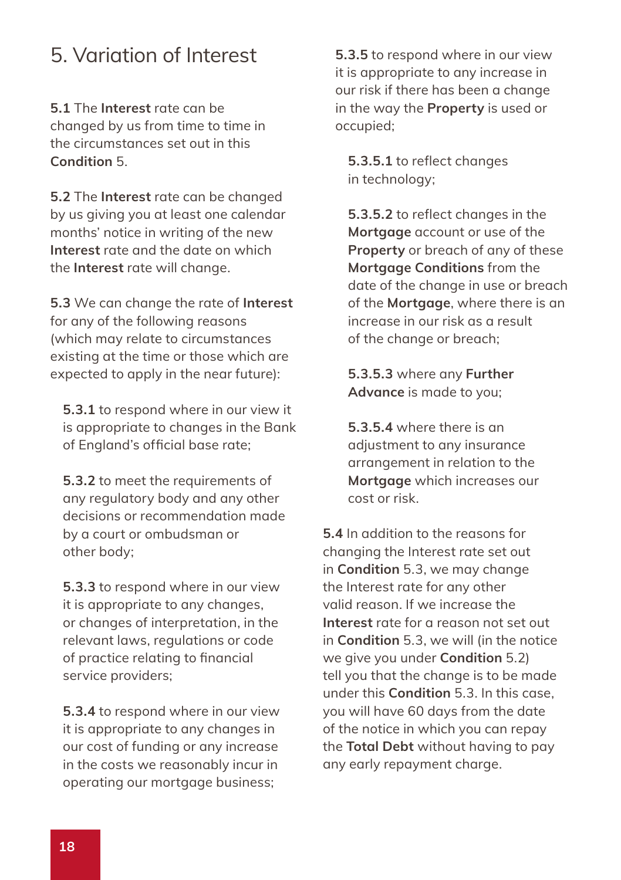# 5. Variation of Interest

**5.1** The **Interest** rate can be changed by us from time to time in the circumstances set out in this **Condition** 5.

**5.2** The **Interest** rate can be changed by us giving you at least one calendar months' notice in writing of the new **Interest** rate and the date on which the **Interest** rate will change.

**5.3** We can change the rate of **Interest** for any of the following reasons (which may relate to circumstances existing at the time or those which are expected to apply in the near future):

**5.3.1** to respond where in our view it is appropriate to changes in the Bank of England's official base rate;

**5.3.2** to meet the requirements of any regulatory body and any other decisions or recommendation made by a court or ombudsman or other body;

**5.3.3** to respond where in our view it is appropriate to any changes, or changes of interpretation, in the relevant laws, regulations or code of practice relating to financial service providers;

**5.3.4** to respond where in our view it is appropriate to any changes in our cost of funding or any increase in the costs we reasonably incur in operating our mortgage business;

**5.3.5** to respond where in our view it is appropriate to any increase in our risk if there has been a change in the way the **Property** is used or occupied;

**5.3.5.1** to reflect changes in technology;

**5.3.5.2** to reflect changes in the **Mortgage** account or use of the **Property** or breach of any of these **Mortgage Conditions** from the date of the change in use or breach of the **Mortgage**, where there is an increase in our risk as a result of the change or breach;

**5.3.5.3** where any **Further Advance** is made to you;

**5.3.5.4** where there is an adjustment to any insurance arrangement in relation to the **Mortgage** which increases our cost or risk.

**5.4** In addition to the reasons for changing the Interest rate set out in **Condition** 5.3, we may change the Interest rate for any other valid reason. If we increase the **Interest** rate for a reason not set out in **Condition** 5.3, we will (in the notice we give you under **Condition** 5.2) tell you that the change is to be made under this **Condition** 5.3. In this case, you will have 60 days from the date of the notice in which you can repay the **Total Debt** without having to pay any early repayment charge.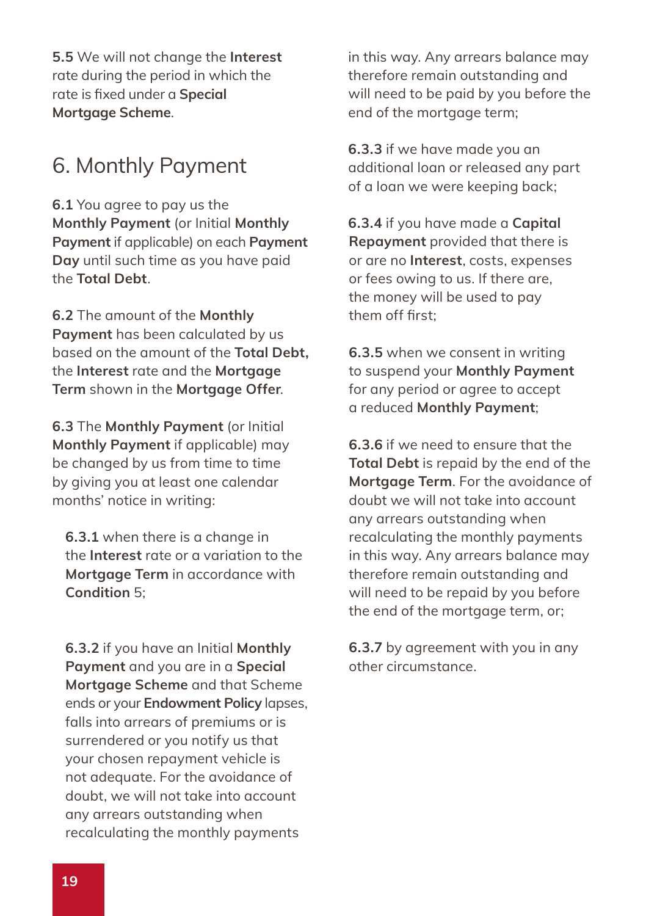**5.5** We will not change the **Interest** rate during the period in which the rate is fixed under a **Special Mortgage Scheme**.

## 6. Monthly Payment

**6.1** You agree to pay us the **Monthly Payment** (or Initial **Monthly Payment** if applicable) on each **Payment Day** until such time as you have paid the **Total Debt**.

**6.2** The amount of the **Monthly Payment** has been calculated by us based on the amount of the **Total Debt,** the **Interest** rate and the **Mortgage Term** shown in the **Mortgage Offer**.

**6.3** The **Monthly Payment** (or Initial **Monthly Payment** if applicable) may be changed by us from time to time by giving you at least one calendar months' notice in writing:

**6.3.1** when there is a change in the **Interest** rate or a variation to the **Mortgage Term** in accordance with **Condition** 5;

**6.3.2** if you have an Initial **Monthly Payment** and you are in a **Special Mortgage Scheme** and that Scheme ends or your **Endowment Policy** lapses, falls into arrears of premiums or is surrendered or you notify us that your chosen repayment vehicle is not adequate. For the avoidance of doubt, we will not take into account any arrears outstanding when recalculating the monthly payments in this way. Any arrears balance may therefore remain outstanding and will need to be paid by you before the end of the mortgage term;

**6.3.3** if we have made you an additional loan or released any part of a loan we were keeping back;

**6.3.4** if you have made a **Capital Repayment** provided that there is or are no **Interest**, costs, expenses or fees owing to us. If there are, the money will be used to pay them off first;

**6.3.5** when we consent in writing to suspend your **Monthly Payment** for any period or agree to accept a reduced **Monthly Payment**;

**6.3.6** if we need to ensure that the **Total Debt** is repaid by the end of the **Mortgage Term**. For the avoidance of doubt we will not take into account any arrears outstanding when recalculating the monthly payments in this way. Any arrears balance may therefore remain outstanding and will need to be repaid by you before the end of the mortgage term, or;

**6.3.7** by agreement with you in any other circumstance.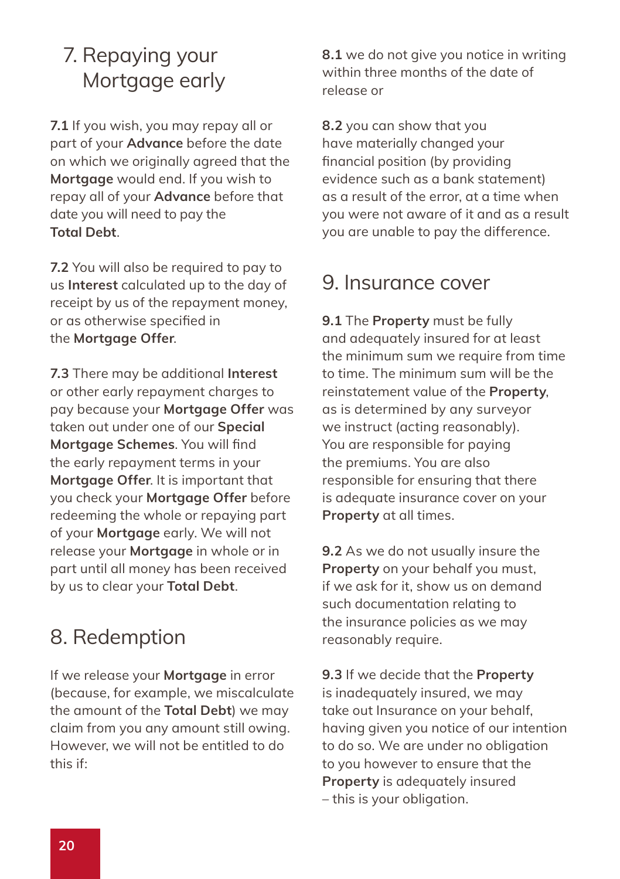## 7. Repaying your Mortgage early

**7.1** If you wish, you may repay all or part of your **Advance** before the date on which we originally agreed that the **Mortgage** would end. If you wish to repay all of your **Advance** before that date you will need to pay the **Total Debt**.

**7.2** You will also be required to pay to us **Interest** calculated up to the day of receipt by us of the repayment money, or as otherwise specified in the **Mortgage Offer**.

**7.3** There may be additional **Interest** or other early repayment charges to pay because your **Mortgage Offer** was taken out under one of our **Special Mortgage Schemes**. You will find the early repayment terms in your **Mortgage Offer**. It is important that you check your **Mortgage Offer** before redeeming the whole or repaying part of your **Mortgage** early. We will not release your **Mortgage** in whole or in part until all money has been received by us to clear your **Total Debt**.

## 8. Redemption

If we release your **Mortgage** in error (because, for example, we miscalculate the amount of the **Total Debt**) we may claim from you any amount still owing. However, we will not be entitled to do this if:

**8.1** we do not give you notice in writing within three months of the date of release or

**8.2** you can show that you have materially changed your financial position (by providing evidence such as a bank statement) as a result of the error, at a time when you were not aware of it and as a result you are unable to pay the difference.

## 9. Insurance cover

**9.1** The **Property** must be fully and adequately insured for at least the minimum sum we require from time to time. The minimum sum will be the reinstatement value of the **Property**, as is determined by any surveyor we instruct (acting reasonably). You are responsible for paying the premiums. You are also responsible for ensuring that there is adequate insurance cover on your **Property** at all times.

**9.2** As we do not usually insure the **Property** on your behalf you must, if we ask for it, show us on demand such documentation relating to the insurance policies as we may reasonably require.

**9.3** If we decide that the **Property** is inadequately insured, we may take out Insurance on your behalf, having given you notice of our intention to do so. We are under no obligation to you however to ensure that the **Property** is adequately insured – this is your obligation.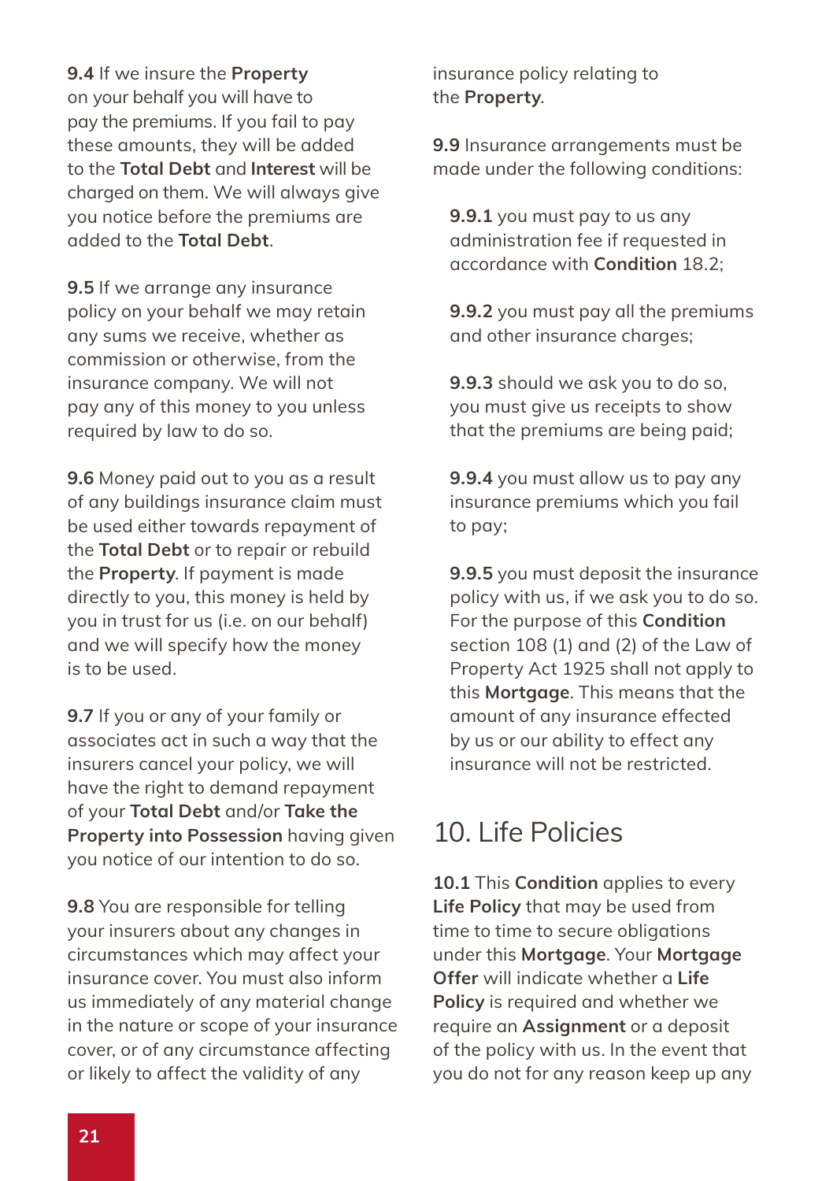**9.4** If we insure the **Property** on your behalf you will have to pay the premiums. If you fail to pay these amounts, they will be added to the **Total Debt** and **Interest** will be charged on them. We will always give you notice before the premiums are added to the **Total Debt**.

**9.5** If we arrange any insurance policy on your behalf we may retain any sums we receive, whether as commission or otherwise, from the insurance company. We will not pay any of this money to you unless required by law to do so.

**9.6** Money paid out to you as a result of any buildings insurance claim must be used either towards repayment of the **Total Debt** or to repair or rebuild the **Property**. If payment is made directly to you, this money is held by you in trust for us (i.e. on our behalf) and we will specify how the money is to be used.

**9.7** If you or any of your family or associates act in such a way that the insurers cancel your policy, we will have the right to demand repayment of your **Total Debt** and/or **Take the Property into Possession** having given you notice of our intention to do so.

**9.8** You are responsible for telling your insurers about any changes in circumstances which may affect your insurance cover. You must also inform us immediately of any material change in the nature or scope of your insurance cover, or of any circumstance affecting or likely to affect the validity of any insurance policy relating to the **Property**.

**9.9** Insurance arrangements must be made under the following conditions:

**9.9.1** you must pay to us any administration fee if requested in accordance with **Condition** 18.2;

**9.9.2** you must pay all the premiums and other insurance charges;

**9.9.3** should we ask you to do so, you must give us receipts to show that the premiums are being paid;

**9.9.4** you must allow us to pay any insurance premiums which you fail to pay;

**9.9.5** you must deposit the insurance policy with us, if we ask you to do so. For the purpose of this **Condition** section 108 (1) and (2) of the Law of Property Act 1925 shall not apply to this **Mortgage**. This means that the amount of any insurance effected by us or our ability to effect any insurance will not be restricted.

## 10. Life Policies

**10.1** This **Condition** applies to every **Life Policy** that may be used from time to time to secure obligations under this **Mortgage**. Your **Mortgage Offer** will indicate whether a **Life Policy** is required and whether we require an **Assignment** or a deposit of the policy with us. In the event that you do not for any reason keep up any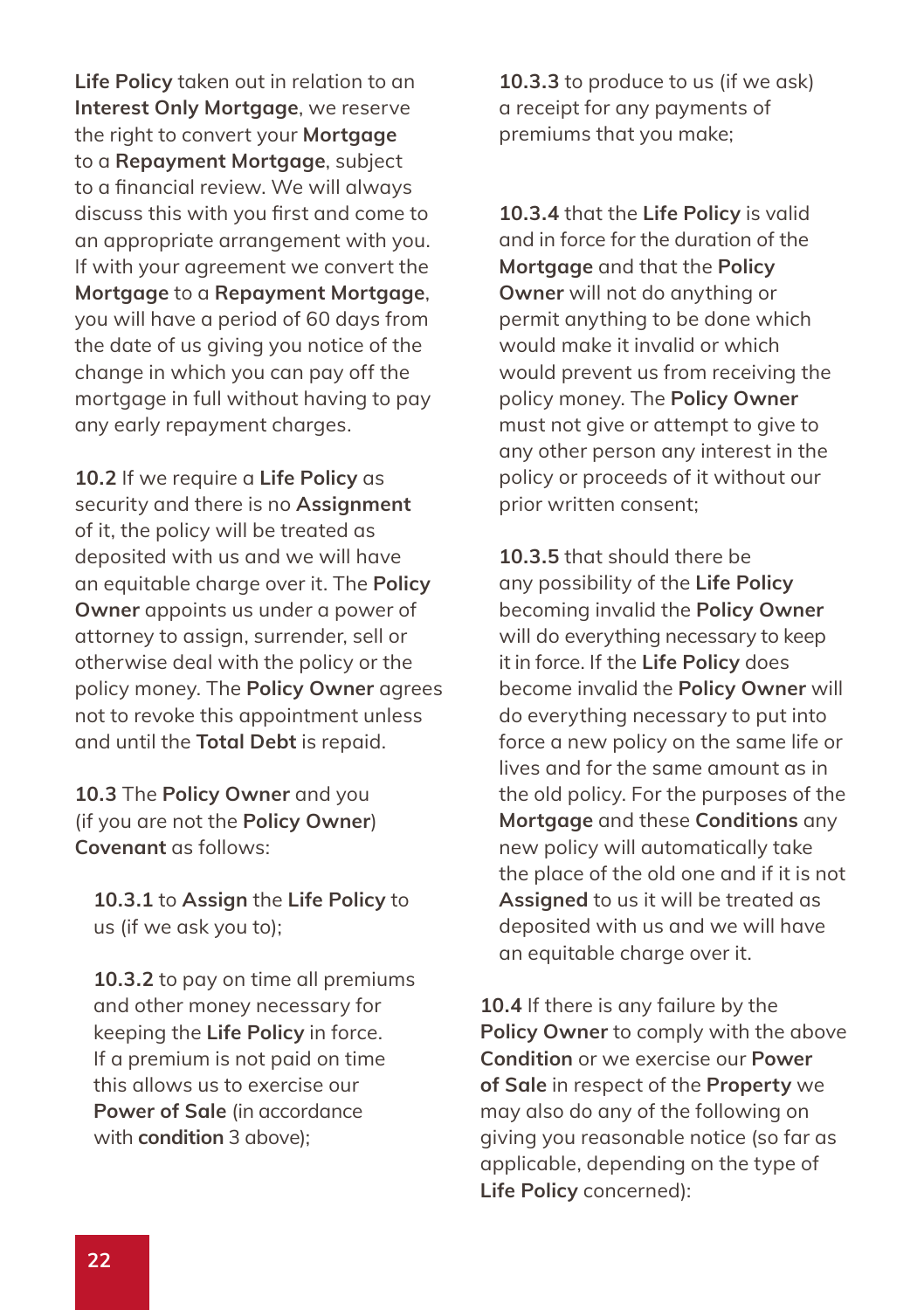**Life Policy** taken out in relation to an **Interest Only Mortgage**, we reserve the right to convert your **Mortgage** to a **Repayment Mortgage**, subject to a financial review. We will always discuss this with you first and come to an appropriate arrangement with you. If with your agreement we convert the **Mortgage** to a **Repayment Mortgage**, you will have a period of 60 days from the date of us giving you notice of the change in which you can pay off the mortgage in full without having to pay any early repayment charges.

**10.2** If we require a **Life Policy** as security and there is no **Assignment** of it, the policy will be treated as deposited with us and we will have an equitable charge over it. The **Policy Owner** appoints us under a power of attorney to assign, surrender, sell or otherwise deal with the policy or the policy money. The **Policy Owner** agrees not to revoke this appointment unless and until the **Total Debt** is repaid.

**10.3** The **Policy Owner** and you (if you are not the **Policy Owner**) **Covenant** as follows:

**10.3.1** to **Assign** the **Life Policy** to us (if we ask you to);

**10.3.2** to pay on time all premiums and other money necessary for keeping the **Life Policy** in force. If a premium is not paid on time this allows us to exercise our **Power of Sale** (in accordance with **condition** 3 above);

**10.3.3** to produce to us (if we ask) a receipt for any payments of premiums that you make;

**10.3.4** that the **Life Policy** is valid and in force for the duration of the **Mortgage** and that the **Policy Owner** will not do anything or permit anything to be done which would make it invalid or which would prevent us from receiving the policy money. The **Policy Owner** must not give or attempt to give to any other person any interest in the policy or proceeds of it without our prior written consent;

**10.3.5** that should there be any possibility of the **Life Policy** becoming invalid the **Policy Owner** will do everything necessary to keep it in force. If the **Life Policy** does become invalid the **Policy Owner** will do everything necessary to put into force a new policy on the same life or lives and for the same amount as in the old policy. For the purposes of the **Mortgage** and these **Conditions** any new policy will automatically take the place of the old one and if it is not **Assigned** to us it will be treated as deposited with us and we will have an equitable charge over it.

**10.4** If there is any failure by the **Policy Owner** to comply with the above **Condition** or we exercise our **Power of Sale** in respect of the **Property** we may also do any of the following on giving you reasonable notice (so far as applicable, depending on the type of **Life Policy** concerned):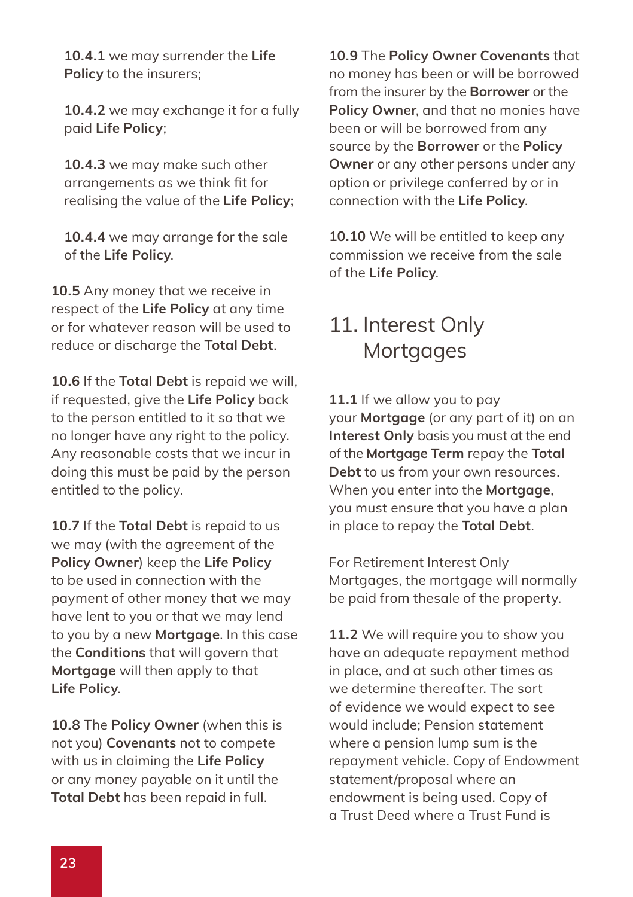**10.4.1** we may surrender the **Life Policy** to the insurers;

**10.4.2** we may exchange it for a fully paid **Life Policy**;

**10.4.3** we may make such other arrangements as we think fit for realising the value of the **Life Policy**;

**10.4.4** we may arrange for the sale of the **Life Policy**.

**10.5** Any money that we receive in respect of the **Life Policy** at any time or for whatever reason will be used to reduce or discharge the **Total Debt**.

**10.6** If the **Total Debt** is repaid we will, if requested, give the **Life Policy** back to the person entitled to it so that we no longer have any right to the policy. Any reasonable costs that we incur in doing this must be paid by the person entitled to the policy.

**10.7** If the **Total Debt** is repaid to us we may (with the agreement of the **Policy Owner**) keep the **Life Policy** to be used in connection with the payment of other money that we may have lent to you or that we may lend to you by a new **Mortgage**. In this case the **Conditions** that will govern that **Mortgage** will then apply to that **Life Policy**.

**10.8** The **Policy Owner** (when this is not you) **Covenants** not to compete with us in claiming the **Life Policy** or any money payable on it until the **Total Debt** has been repaid in full.

**10.9** The **Policy Owner Covenants** that no money has been or will be borrowed from the insurer by the **Borrower** or the **Policy Owner**, and that no monies have been or will be borrowed from any source by the **Borrower** or the **Policy Owner** or any other persons under any option or privilege conferred by or in connection with the **Life Policy**.

**10.10** We will be entitled to keep any commission we receive from the sale of the **Life Policy**.

## 11. Interest Only Mortgages

**11.1** If we allow you to pay your **Mortgage** (or any part of it) on an **Interest Only** basis you must at the end of the **Mortgage Term** repay the **Total Debt** to us from your own resources. When you enter into the **Mortgage**, you must ensure that you have a plan in place to repay the **Total Debt**.

For Retirement Interest Only Mortgages, the mortgage will normally be paid from thesale of the property.

**11.2** We will require you to show you have an adequate repayment method in place, and at such other times as we determine thereafter. The sort of evidence we would expect to see would include; Pension statement where a pension lump sum is the repayment vehicle. Copy of Endowment statement/proposal where an endowment is being used. Copy of a Trust Deed where a Trust Fund is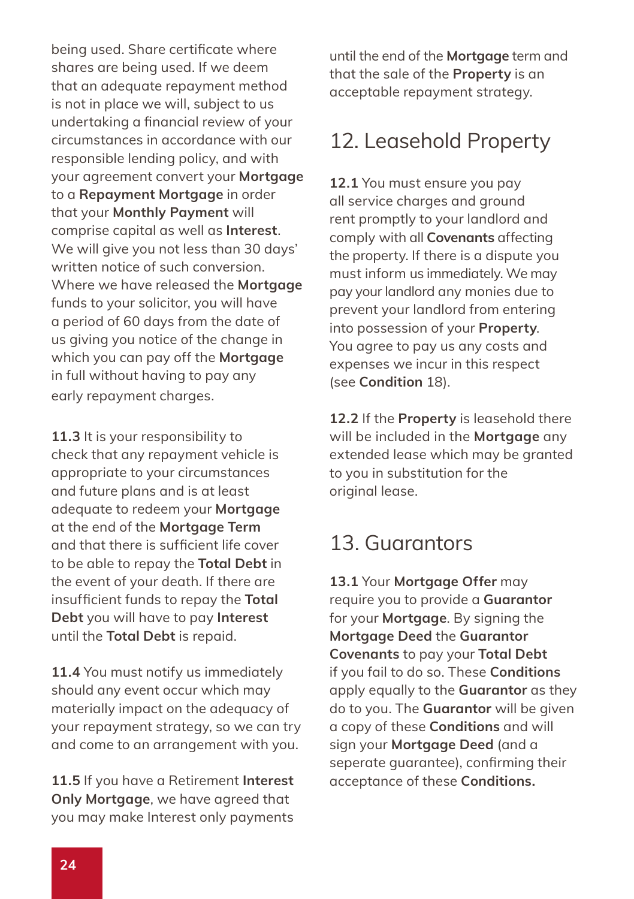being used. Share certificate where shares are being used. If we deem that an adequate repayment method is not in place we will, subject to us undertaking a financial review of your circumstances in accordance with our responsible lending policy, and with your agreement convert your **Mortgage** to a **Repayment Mortgage** in order that your **Monthly Payment** will comprise capital as well as **Interest**. We will give you not less than 30 days' written notice of such conversion. Where we have released the **Mortgage** funds to your solicitor, you will have a period of 60 days from the date of us giving you notice of the change in which you can pay off the **Mortgage** in full without having to pay any early repayment charges.

**11.3** It is your responsibility to check that any repayment vehicle is appropriate to your circumstances and future plans and is at least adequate to redeem your **Mortgage** at the end of the **Mortgage Term** and that there is sufficient life cover to be able to repay the **Total Debt** in the event of your death. If there are insufficient funds to repay the **Total Debt** you will have to pay **Interest** until the **Total Debt** is repaid.

**11.4** You must notify us immediately should any event occur which may materially impact on the adequacy of your repayment strategy, so we can try and come to an arrangement with you.

**11.5** If you have a Retirement **Interest Only Mortgage**, we have agreed that you may make Interest only payments until the end of the **Mortgage** term and that the sale of the **Property** is an acceptable repayment strategy.

## 12. Leasehold Property

**12.1** You must ensure you pay all service charges and ground rent promptly to your landlord and comply with all **Covenants** affecting the property. If there is a dispute you must inform us immediately. We may pay your landlord any monies due to prevent your landlord from entering into possession of your **Property**. You agree to pay us any costs and expenses we incur in this respect (see **Condition** 18).

**12.2** If the **Property** is leasehold there will be included in the **Mortgage** any extended lease which may be granted to you in substitution for the original lease.

## 13. Guarantors

**13.1** Your **Mortgage Offer** may require you to provide a **Guarantor** for your **Mortgage**. By signing the **Mortgage Deed** the **Guarantor Covenants** to pay your **Total Debt** if you fail to do so. These **Conditions** apply equally to the **Guarantor** as they do to you. The **Guarantor** will be given a copy of these **Conditions** and will sign your **Mortgage Deed** (and a seperate guarantee), confirming their acceptance of these **Conditions.**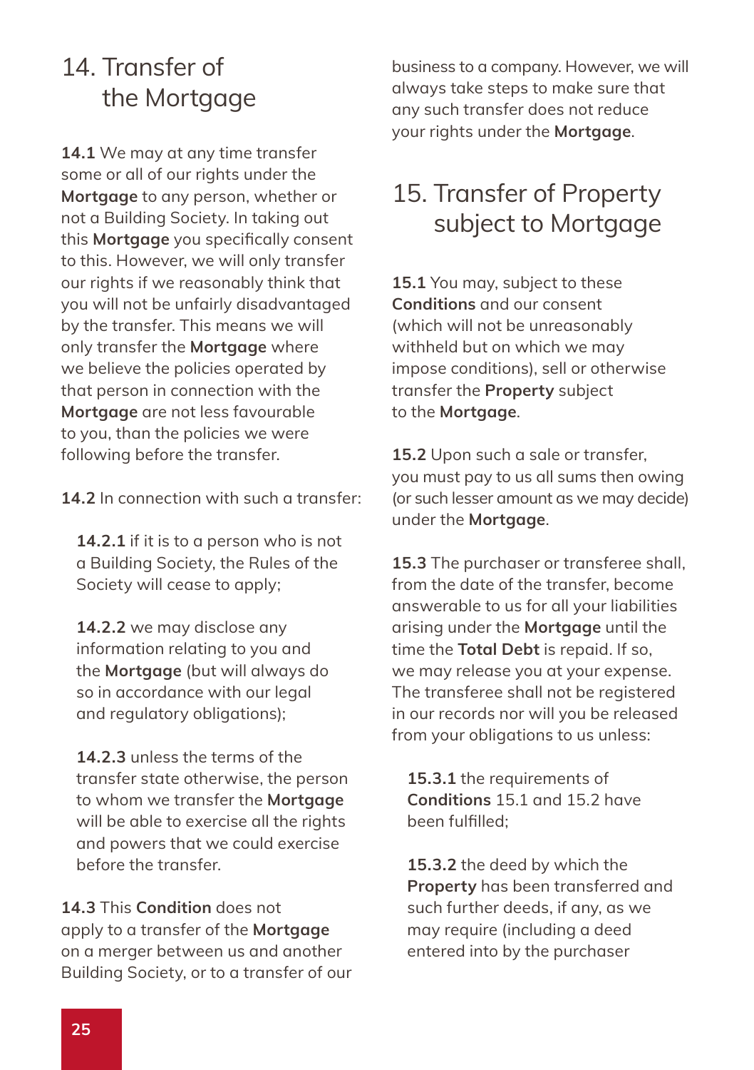## 14. Transfer of the Mortgage

**14.1** We may at any time transfer some or all of our rights under the **Mortgage** to any person, whether or not a Building Society. In taking out this **Mortgage** you specifically consent to this. However, we will only transfer our rights if we reasonably think that you will not be unfairly disadvantaged by the transfer. This means we will only transfer the **Mortgage** where we believe the policies operated by that person in connection with the **Mortgage** are not less favourable to you, than the policies we were following before the transfer.

**14.2** In connection with such a transfer:

**14.2.1** if it is to a person who is not a Building Society, the Rules of the Society will cease to apply;

**14.2.2** we may disclose any information relating to you and the **Mortgage** (but will always do so in accordance with our legal and regulatory obligations);

**14.2.3** unless the terms of the transfer state otherwise, the person to whom we transfer the **Mortgage** will be able to exercise all the rights and powers that we could exercise before the transfer.

**14.3** This **Condition** does not apply to a transfer of the **Mortgage** on a merger between us and another Building Society, or to a transfer of our business to a company. However, we will always take steps to make sure that any such transfer does not reduce your rights under the **Mortgage**.

## 15. Transfer of Property subject to Mortgage

**15.1** You may, subject to these **Conditions** and our consent (which will not be unreasonably withheld but on which we may impose conditions), sell or otherwise transfer the **Property** subject to the **Mortgage**.

**15.2** Upon such a sale or transfer, you must pay to us all sums then owing (or such lesser amount as we may decide) under the **Mortgage**.

**15.3** The purchaser or transferee shall, from the date of the transfer, become answerable to us for all your liabilities arising under the **Mortgage** until the time the **Total Debt** is repaid. If so, we may release you at your expense. The transferee shall not be registered in our records nor will you be released from your obligations to us unless:

**15.3.1** the requirements of **Conditions** 15.1 and 15.2 have been fulfilled;

**15.3.2** the deed by which the **Property** has been transferred and such further deeds, if any, as we may require (including a deed entered into by the purchaser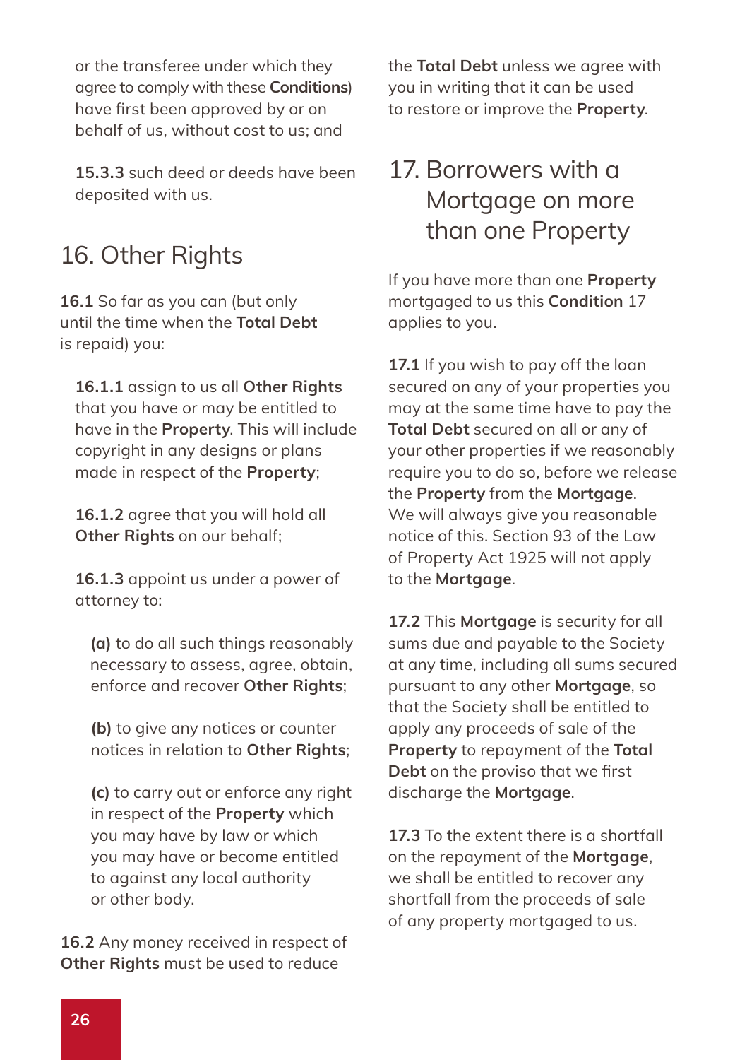or the transferee under which they agree to comply with these **Conditions**) have first been approved by or on behalf of us, without cost to us; and

**15.3.3** such deed or deeds have been deposited with us.

## 16. Other Rights

**16.1** So far as you can (but only until the time when the **Total Debt** is repaid) you:

**16.1.1** assign to us all **Other Rights** that you have or may be entitled to have in the **Property**. This will include copyright in any designs or plans made in respect of the **Property**;

**16.1.2** agree that you will hold all **Other Rights** on our behalf;

**16.1.3** appoint us under a power of attorney to:

**(a)** to do all such things reasonably necessary to assess, agree, obtain, enforce and recover **Other Rights**;

**(b)** to give any notices or counter notices in relation to **Other Rights**;

**(c)** to carry out or enforce any right in respect of the **Property** which you may have by law or which you may have or become entitled to against any local authority or other body.

**16.2** Any money received in respect of **Other Rights** must be used to reduce the **Total Debt** unless we agree with you in writing that it can be used to restore or improve the **Property**.

## 17. Borrowers with a Mortgage on more than one Property

If you have more than one **Property** mortgaged to us this **Condition** 17 applies to you.

**17.1** If you wish to pay off the loan secured on any of your properties you may at the same time have to pay the **Total Debt** secured on all or any of your other properties if we reasonably require you to do so, before we release the **Property** from the **Mortgage**. We will always give you reasonable notice of this. Section 93 of the Law of Property Act 1925 will not apply to the **Mortgage**.

**17.2** This **Mortgage** is security for all sums due and payable to the Society at any time, including all sums secured pursuant to any other **Mortgage**, so that the Society shall be entitled to apply any proceeds of sale of the **Property** to repayment of the **Total Debt** on the proviso that we first discharge the **Mortgage**.

**17.3** To the extent there is a shortfall on the repayment of the **Mortgage**, we shall be entitled to recover any shortfall from the proceeds of sale of any property mortgaged to us.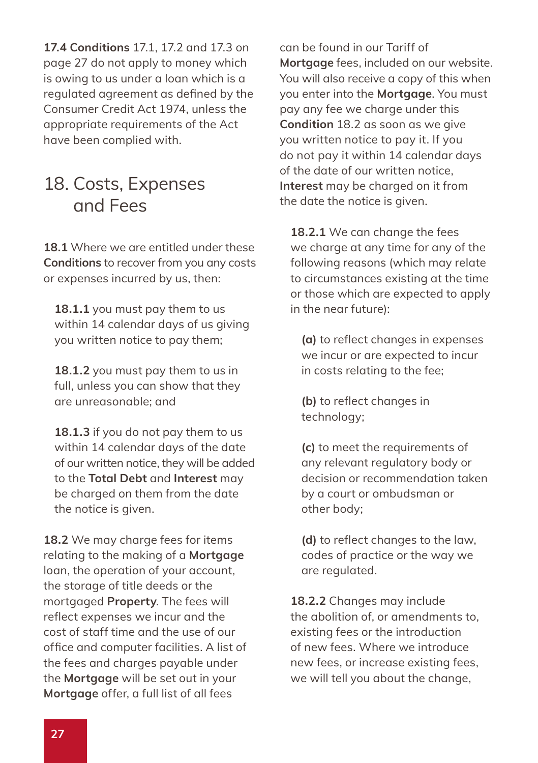**17.4 Conditions** 17.1, 17.2 and 17.3 on page 27 do not apply to money which is owing to us under a loan which is a regulated agreement as defined by the Consumer Credit Act 1974, unless the appropriate requirements of the Act have been complied with.

## 18. Costs, Expenses and Fees

**18.1** Where we are entitled under these **Conditions** to recover from you any costs or expenses incurred by us, then:

**18.1.1** you must pay them to us within 14 calendar days of us giving you written notice to pay them;

**18.1.2** you must pay them to us in full, unless you can show that they are unreasonable; and

**18.1.3** if you do not pay them to us within 14 calendar days of the date of our written notice, they will be added to the **Total Debt** and **Interest** may be charged on them from the date the notice is given.

**18.2** We may charge fees for items relating to the making of a **Mortgage** loan, the operation of your account, the storage of title deeds or the mortgaged **Property**. The fees will reflect expenses we incur and the cost of staff time and the use of our office and computer facilities. A list of the fees and charges payable under the **Mortgage** will be set out in your **Mortgage** offer, a full list of all fees can be found in our Tariff of **Mortgage** fees, included on our website. You will also receive a copy of this when you enter into the **Mortgage**. You must pay any fee we charge under this **Condition** 18.2 as soon as we give you written notice to pay it. If you do not pay it within 14 calendar days of the date of our written notice, **Interest** may be charged on it from the date the notice is given.

**18.2.1** We can change the fees we charge at any time for any of the following reasons (which may relate to circumstances existing at the time or those which are expected to apply in the near future):

**(a)** to reflect changes in expenses we incur or are expected to incur in costs relating to the fee;

**(b)** to reflect changes in technology;

**(c)** to meet the requirements of any relevant regulatory body or decision or recommendation taken by a court or ombudsman or other body;

**(d)** to reflect changes to the law, codes of practice or the way we are regulated.

**18.2.2** Changes may include the abolition of, or amendments to, existing fees or the introduction of new fees. Where we introduce new fees, or increase existing fees, we will tell you about the change,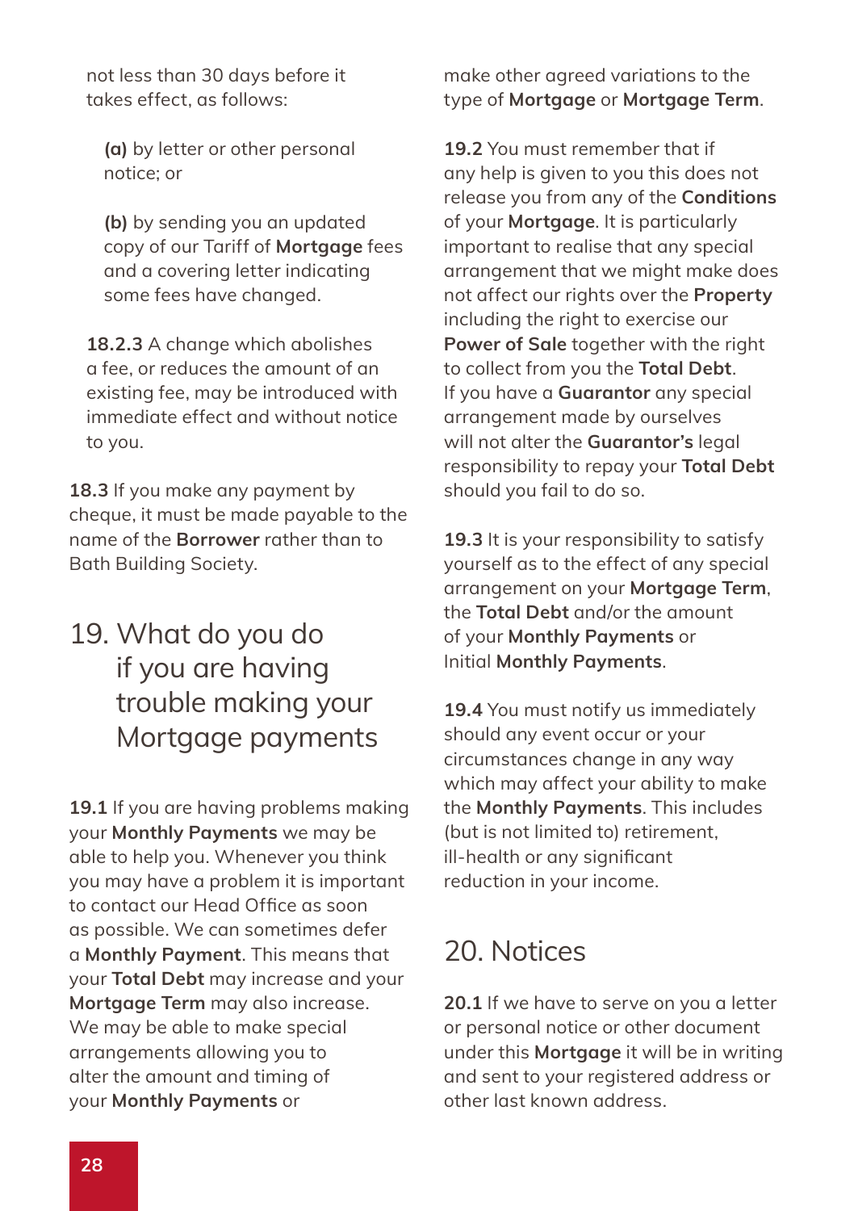not less than 30 days before it takes effect, as follows:

**(a)** by letter or other personal notice; or

**(b)** by sending you an updated copy of our Tariff of **Mortgage** fees and a covering letter indicating some fees have changed.

**18.2.3** A change which abolishes a fee, or reduces the amount of an existing fee, may be introduced with immediate effect and without notice to you.

**18.3** If you make any payment by cheque, it must be made payable to the name of the **Borrower** rather than to Bath Building Society.

## 19. What do you do if you are having trouble making your Mortgage payments

**19.1** If you are having problems making your **Monthly Payments** we may be able to help you. Whenever you think you may have a problem it is important to contact our Head Office as soon as possible. We can sometimes defer a **Monthly Payment**. This means that your **Total Debt** may increase and your **Mortgage Term** may also increase. We may be able to make special arrangements allowing you to alter the amount and timing of your **Monthly Payments** or make other agreed variations to the type of **Mortgage** or **Mortgage Term**.

**19.2** You must remember that if any help is given to you this does not release you from any of the **Conditions** of your **Mortgage**. It is particularly important to realise that any special arrangement that we might make does not affect our rights over the **Property** including the right to exercise our **Power of Sale** together with the right to collect from you the **Total Debt**. If you have a **Guarantor** any special arrangement made by ourselves will not alter the **Guarantor's** legal responsibility to repay your **Total Debt** should you fail to do so.

**19.3** It is your responsibility to satisfy yourself as to the effect of any special arrangement on your **Mortgage Term**, the **Total Debt** and/or the amount of your **Monthly Payments** or Initial **Monthly Payments**.

**19.4** You must notify us immediately should any event occur or your circumstances change in any way which may affect your ability to make the **Monthly Payments**. This includes (but is not limited to) retirement, ill-health or any significant reduction in your income.

## 20. Notices

**20.1** If we have to serve on you a letter or personal notice or other document under this **Mortgage** it will be in writing and sent to your registered address or other last known address.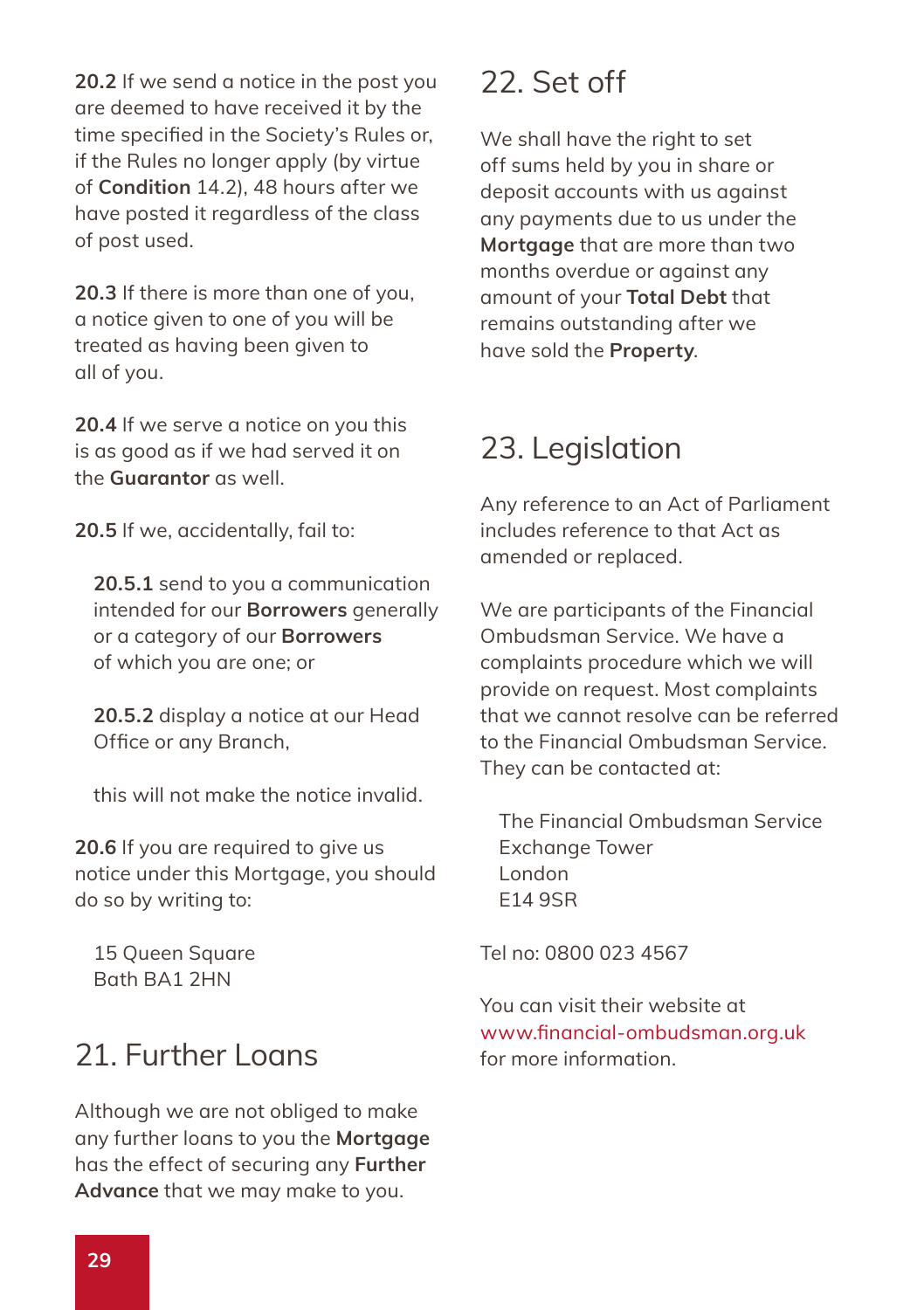**20.2** If we send a notice in the post you are deemed to have received it by the time specified in the Society's Rules or, if the Rules no longer apply (by virtue of **Condition** 14.2), 48 hours after we have posted it regardless of the class of post used.

**20.3** If there is more than one of you, a notice given to one of you will be treated as having been given to all of you.

**20.4** If we serve a notice on you this is as good as if we had served it on the **Guarantor** as well.

**20.5** If we, accidentally, fail to:

**20.5.1** send to you a communication intended for our **Borrowers** generally or a category of our **Borrowers** of which you are one; or

**20.5.2** display a notice at our Head Office or any Branch,

this will not make the notice invalid.

**20.6** If you are required to give us notice under this Mortgage, you should do so by writing to:

15 Queen Square
Bath BA1 2HN

## 21. Further Loans

Although we are not obliged to make any further loans to you the **Mortgage** has the effect of securing any **Further Advance** that we may make to you.

## 22. Set off

We shall have the right to set off sums held by you in share or deposit accounts with us against any payments due to us under the **Mortgage** that are more than two months overdue or against any amount of your **Total Debt** that remains outstanding after we have sold the **Property**.

## 23. Legislation

Any reference to an Act of Parliament includes reference to that Act as amended or replaced.

We are participants of the Financial Ombudsman Service. We have a complaints procedure which we will provide on request. Most complaints that we cannot resolve can be referred to the Financial Ombudsman Service. They can be contacted at:

The Financial Ombudsman Service
Exchange Tower
London
E14 9SR

Tel no: 0800 023 4567

You can visit their website at www.financial-ombudsman.org.uk for more information.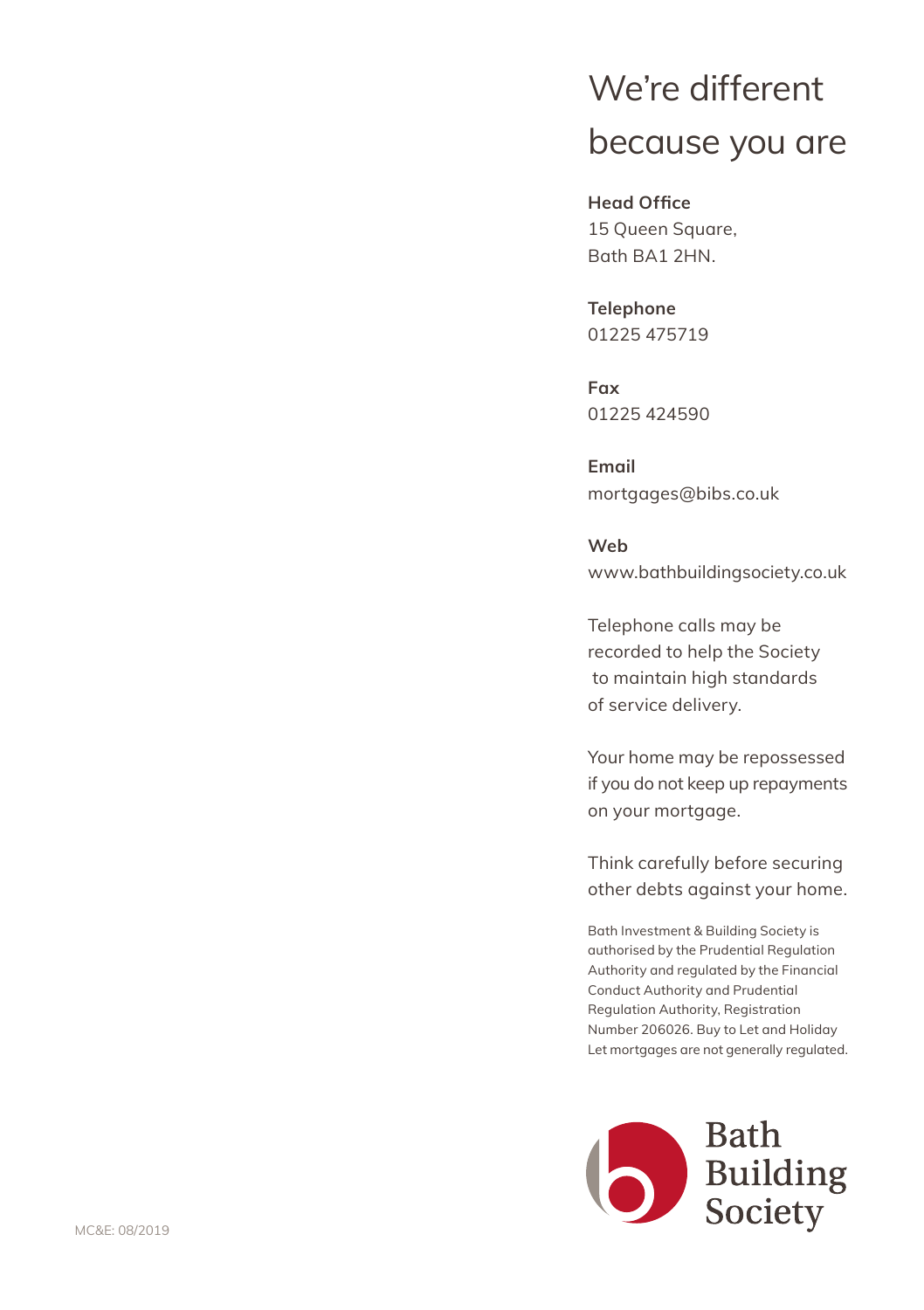# We're different because you are

**Head Office**
15 Queen Square,
Bath BA1 2HN.

**Telephone**
01225 475719

**Fax**
01225 424590

**Email**
mortgages@bibs.co.uk

**Web**
www.bathbuildingsociety.co.uk

Telephone calls may be recorded to help the Society to maintain high standards of service delivery.

Your home may be repossessed if you do not keep up repayments on your mortgage.

Think carefully before securing other debts against your home.

Bath Investment & Building Society is authorised by the Prudential Regulation Authority and regulated by the Financial Conduct Authority and Prudential Regulation Authority, Registration Number 206026. Buy to Let and Holiday Let mortgages are not generally regulated.

Bath Building Society

MC&E: 08/2019